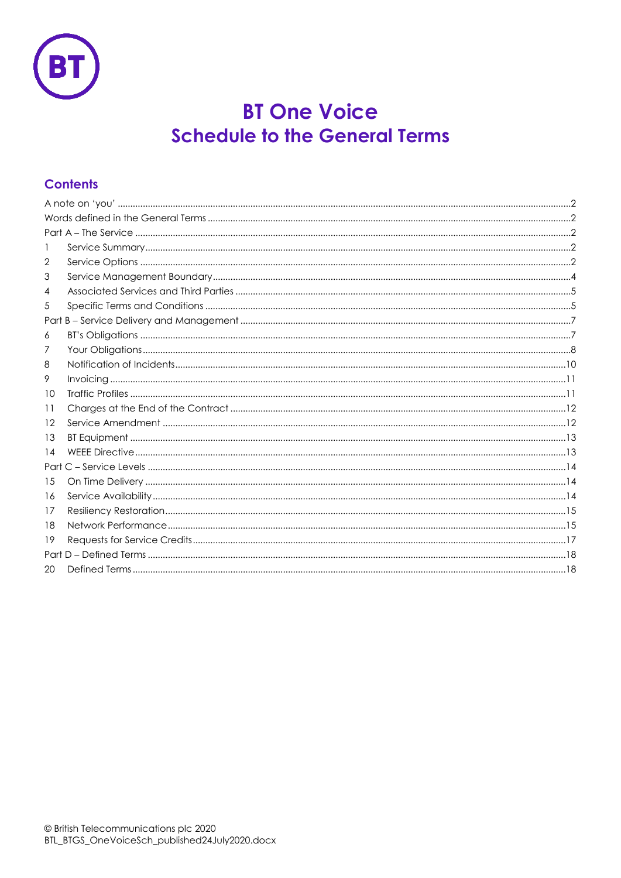# BT One Voice
# Schedule to the General Terms

## Contents

A note on 'you' ..... 2
Words defined in the General Terms ..... 2
Part A – The Service ..... 2
1 Service Summary ..... 2
2 Service Options ..... 2
3 Service Management Boundary ..... 4
4 Associated Services and Third Parties ..... 5
5 Specific Terms and Conditions ..... 5
Part B – Service Delivery and Management ..... 7
6 BT's Obligations ..... 7
7 Your Obligations ..... 8
8 Notification of Incidents ..... 10
9 Invoicing ..... 11
10 Traffic Profiles ..... 11
11 Charges at the End of the Contract ..... 12
12 Service Amendment ..... 12
13 BT Equipment ..... 13
14 WEEE Directive ..... 13
Part C – Service Levels ..... 14
15 On Time Delivery ..... 14
16 Service Availability ..... 14
17 Resiliency Restoration ..... 15
18 Network Performance ..... 15
19 Requests for Service Credits ..... 17
Part D – Defined Terms ..... 18
20 Defined Terms ..... 18

© British Telecommunications plc 2020
BTL_BTGS_OneVoiceSch_published24July2020.docx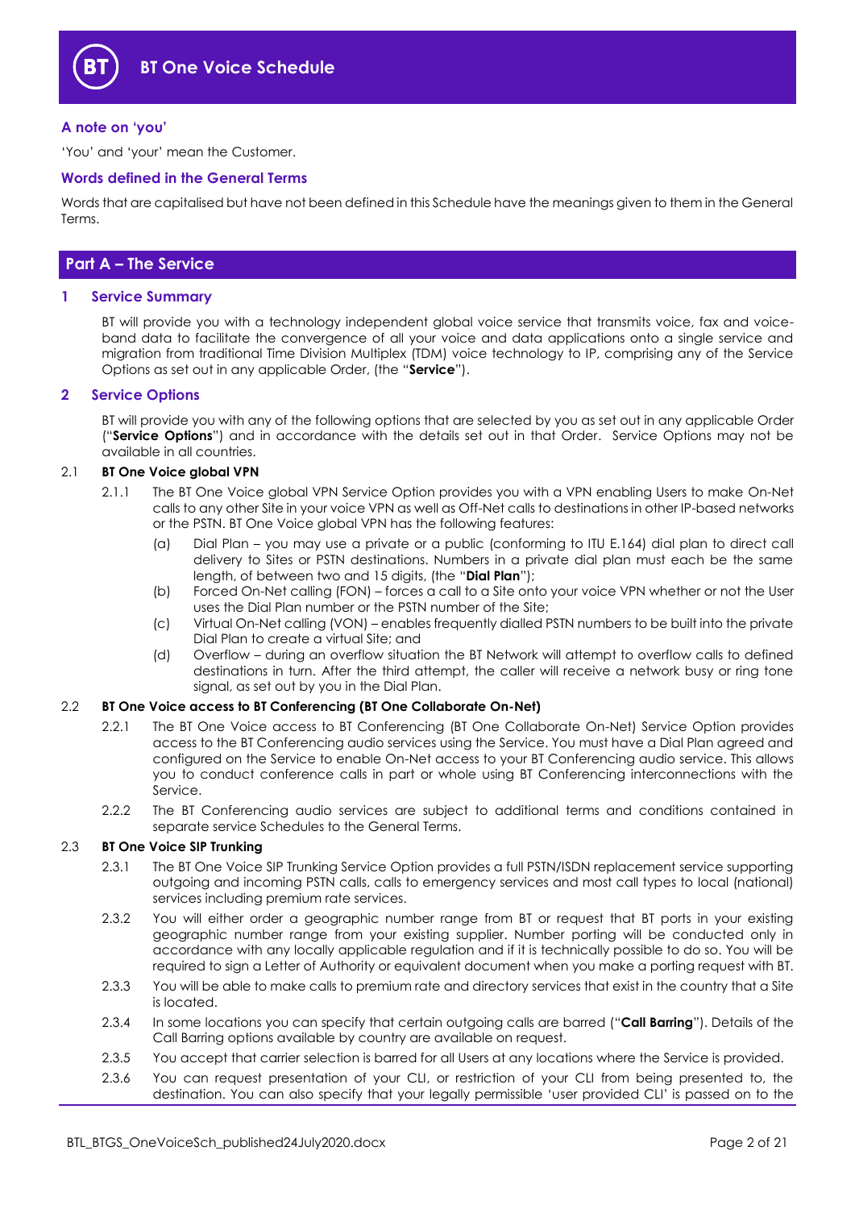# BT One Voice Schedule

### A note on 'you'

'You' and 'your' mean the Customer.

### Words defined in the General Terms

Words that are capitalised but have not been defined in this Schedule have the meanings given to them in the General Terms.

## Part A – The Service

### 1 Service Summary

BT will provide you with a technology independent global voice service that transmits voice, fax and voice-band data to facilitate the convergence of all your voice and data applications onto a single service and migration from traditional Time Division Multiplex (TDM) voice technology to IP, comprising any of the Service Options as set out in any applicable Order, (the "**Service**").

### 2 Service Options

BT will provide you with any of the following options that are selected by you as set out in any applicable Order ("**Service Options**") and in accordance with the details set out in that Order. Service Options may not be available in all countries.

2.1 **BT One Voice global VPN**

2.1.1 The BT One Voice global VPN Service Option provides you with a VPN enabling Users to make On-Net calls to any other Site in your voice VPN as well as Off-Net calls to destinations in other IP-based networks or the PSTN. BT One Voice global VPN has the following features:

(a) Dial Plan – you may use a private or a public (conforming to ITU E.164) dial plan to direct call delivery to Sites or PSTN destinations. Numbers in a private dial plan must each be the same length, of between two and 15 digits, (the "**Dial Plan**");

(b) Forced On-Net calling (FON) – forces a call to a Site onto your voice VPN whether or not the User uses the Dial Plan number or the PSTN number of the Site;

(c) Virtual On-Net calling (VON) – enables frequently dialled PSTN numbers to be built into the private Dial Plan to create a virtual Site; and

(d) Overflow – during an overflow situation the BT Network will attempt to overflow calls to defined destinations in turn. After the third attempt, the caller will receive a network busy or ring tone signal, as set out by you in the Dial Plan.

2.2 **BT One Voice access to BT Conferencing (BT One Collaborate On-Net)**

2.2.1 The BT One Voice access to BT Conferencing (BT One Collaborate On-Net) Service Option provides access to the BT Conferencing audio services using the Service. You must have a Dial Plan agreed and configured on the Service to enable On-Net access to your BT Conferencing audio service. This allows you to conduct conference calls in part or whole using BT Conferencing interconnections with the Service.

2.2.2 The BT Conferencing audio services are subject to additional terms and conditions contained in separate service Schedules to the General Terms.

2.3 **BT One Voice SIP Trunking**

2.3.1 The BT One Voice SIP Trunking Service Option provides a full PSTN/ISDN replacement service supporting outgoing and incoming PSTN calls, calls to emergency services and most call types to local (national) services including premium rate services.

2.3.2 You will either order a geographic number range from BT or request that BT ports in your existing geographic number range from your existing supplier. Number porting will be conducted only in accordance with any locally applicable regulation and if it is technically possible to do so. You will be required to sign a Letter of Authority or equivalent document when you make a porting request with BT.

2.3.3 You will be able to make calls to premium rate and directory services that exist in the country that a Site is located.

2.3.4 In some locations you can specify that certain outgoing calls are barred ("**Call Barring**"). Details of the Call Barring options available by country are available on request.

2.3.5 You accept that carrier selection is barred for all Users at any locations where the Service is provided.

2.3.6 You can request presentation of your CLI, or restriction of your CLI from being presented to, the destination. You can also specify that your legally permissible 'user provided CLI' is passed on to the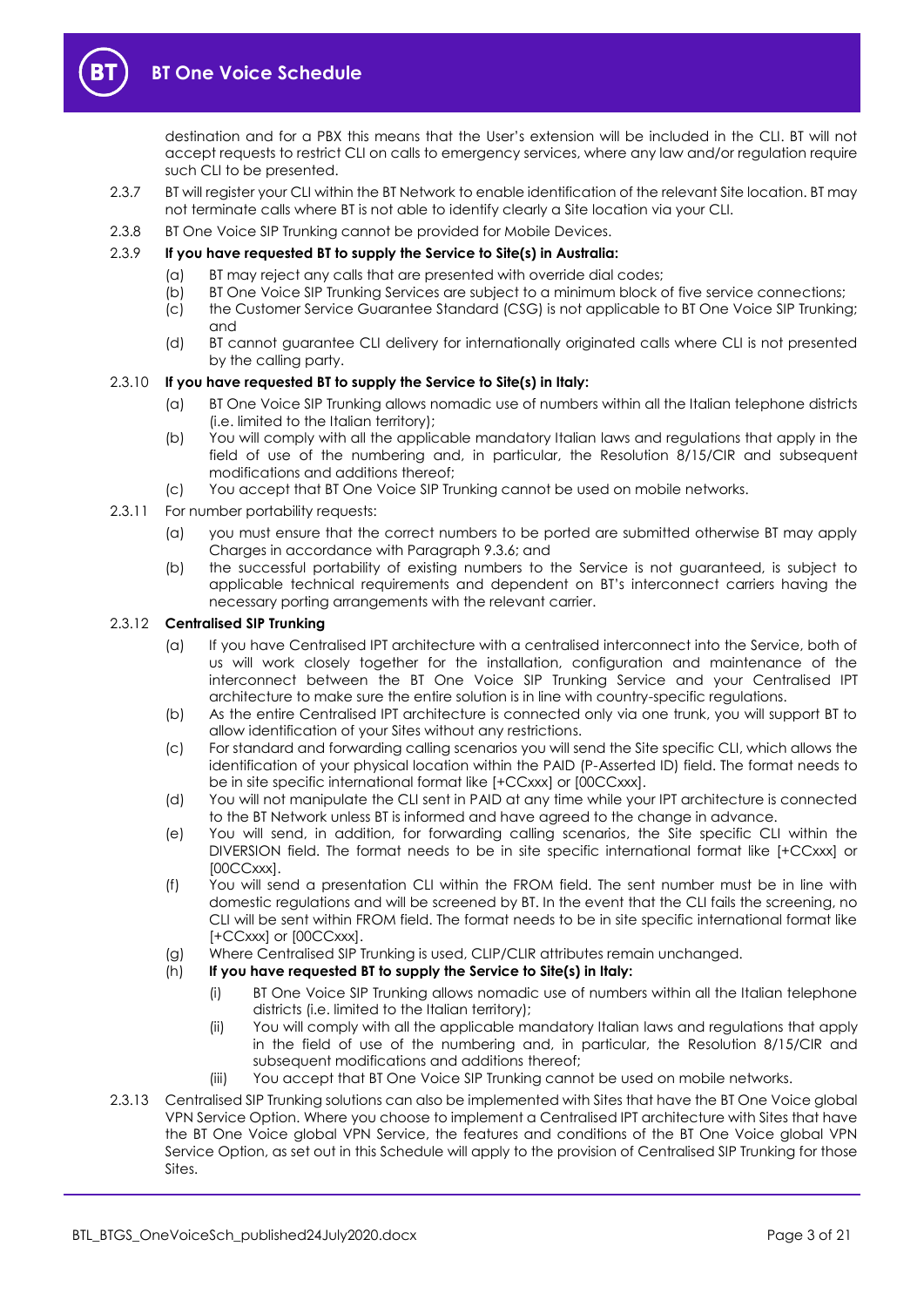destination and for a PBX this means that the User's extension will be included in the CLI. BT will not accept requests to restrict CLI on calls to emergency services, where any law and/or regulation require such CLI to be presented.

2.3.7 BT will register your CLI within the BT Network to enable identification of the relevant Site location. BT may not terminate calls where BT is not able to identify clearly a Site location via your CLI.

2.3.8 BT One Voice SIP Trunking cannot be provided for Mobile Devices.

2.3.9 **If you have requested BT to supply the Service to Site(s) in Australia:**

- (a) BT may reject any calls that are presented with override dial codes;
- (b) BT One Voice SIP Trunking Services are subject to a minimum block of five service connections;
- (c) the Customer Service Guarantee Standard (CSG) is not applicable to BT One Voice SIP Trunking; and
- (d) BT cannot guarantee CLI delivery for internationally originated calls where CLI is not presented by the calling party.

2.3.10 **If you have requested BT to supply the Service to Site(s) in Italy:**

- (a) BT One Voice SIP Trunking allows nomadic use of numbers within all the Italian telephone districts (i.e. limited to the Italian territory);
- (b) You will comply with all the applicable mandatory Italian laws and regulations that apply in the field of use of the numbering and, in particular, the Resolution 8/15/CIR and subsequent modifications and additions thereof;
- (c) You accept that BT One Voice SIP Trunking cannot be used on mobile networks.

2.3.11 For number portability requests:

- (a) you must ensure that the correct numbers to be ported are submitted otherwise BT may apply Charges in accordance with Paragraph 9.3.6; and
- (b) the successful portability of existing numbers to the Service is not guaranteed, is subject to applicable technical requirements and dependent on BT's interconnect carriers having the necessary porting arrangements with the relevant carrier.

2.3.12 **Centralised SIP Trunking**

- (a) If you have Centralised IPT architecture with a centralised interconnect into the Service, both of us will work closely together for the installation, configuration and maintenance of the interconnect between the BT One Voice SIP Trunking Service and your Centralised IPT architecture to make sure the entire solution is in line with country-specific regulations.
- (b) As the entire Centralised IPT architecture is connected only via one trunk, you will support BT to allow identification of your Sites without any restrictions.
- (c) For standard and forwarding calling scenarios you will send the Site specific CLI, which allows the identification of your physical location within the PAID (P-Asserted ID) field. The format needs to be in site specific international format like [+CCxxx] or [00CCxxx].
- (d) You will not manipulate the CLI sent in PAID at any time while your IPT architecture is connected to the BT Network unless BT is informed and have agreed to the change in advance.
- (e) You will send, in addition, for forwarding calling scenarios, the Site specific CLI within the DIVERSION field. The format needs to be in site specific international format like [+CCxxx] or [00CCxxx].
- (f) You will send a presentation CLI within the FROM field. The sent number must be in line with domestic regulations and will be screened by BT. In the event that the CLI fails the screening, no CLI will be sent within FROM field. The format needs to be in site specific international format like [+CCxxx] or [00CCxxx].
- (g) Where Centralised SIP Trunking is used, CLIP/CLIR attributes remain unchanged.
- (h) **If you have requested BT to supply the Service to Site(s) in Italy:**
  - (i) BT One Voice SIP Trunking allows nomadic use of numbers within all the Italian telephone districts (i.e. limited to the Italian territory);
  - (ii) You will comply with all the applicable mandatory Italian laws and regulations that apply in the field of use of the numbering and, in particular, the Resolution 8/15/CIR and subsequent modifications and additions thereof;
  - (iii) You accept that BT One Voice SIP Trunking cannot be used on mobile networks.

2.3.13 Centralised SIP Trunking solutions can also be implemented with Sites that have the BT One Voice global VPN Service Option. Where you choose to implement a Centralised IPT architecture with Sites that have the BT One Voice global VPN Service, the features and conditions of the BT One Voice global VPN Service Option, as set out in this Schedule will apply to the provision of Centralised SIP Trunking for those Sites.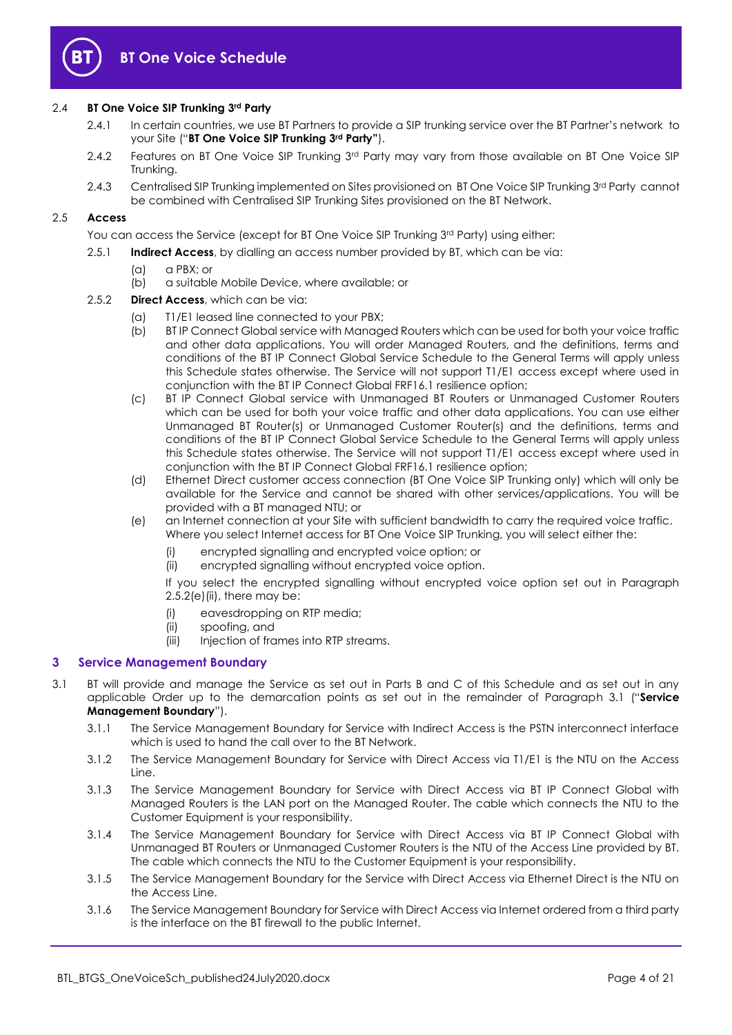### 2.4 BT One Voice SIP Trunking 3rd Party

2.4.1 In certain countries, we use BT Partners to provide a SIP trunking service over the BT Partner's network to your Site ("**BT One Voice SIP Trunking 3rd Party"**).

2.4.2 Features on BT One Voice SIP Trunking 3rd Party may vary from those available on BT One Voice SIP Trunking.

2.4.3 Centralised SIP Trunking implemented on Sites provisioned on BT One Voice SIP Trunking 3rd Party cannot be combined with Centralised SIP Trunking Sites provisioned on the BT Network.

### 2.5 Access

You can access the Service (except for BT One Voice SIP Trunking 3rd Party) using either:

2.5.1 **Indirect Access**, by dialling an access number provided by BT, which can be via:

(a) a PBX; or
(b) a suitable Mobile Device, where available; or

2.5.2 **Direct Access**, which can be via:

(a) T1/E1 leased line connected to your PBX;

(b) BT IP Connect Global service with Managed Routers which can be used for both your voice traffic and other data applications. You will order Managed Routers, and the definitions, terms and conditions of the BT IP Connect Global Service Schedule to the General Terms will apply unless this Schedule states otherwise. The Service will not support T1/E1 access except where used in conjunction with the BT IP Connect Global FRF16.1 resilience option;

(c) BT IP Connect Global service with Unmanaged BT Routers or Unmanaged Customer Routers which can be used for both your voice traffic and other data applications. You can use either Unmanaged BT Router(s) or Unmanaged Customer Router(s) and the definitions, terms and conditions of the BT IP Connect Global Service Schedule to the General Terms will apply unless this Schedule states otherwise. The Service will not support T1/E1 access except where used in conjunction with the BT IP Connect Global FRF16.1 resilience option;

(d) Ethernet Direct customer access connection (BT One Voice SIP Trunking only) which will only be available for the Service and cannot be shared with other services/applications. You will be provided with a BT managed NTU; or

(e) an Internet connection at your Site with sufficient bandwidth to carry the required voice traffic. Where you select Internet access for BT One Voice SIP Trunking, you will select either the:

(i) encrypted signalling and encrypted voice option; or
(ii) encrypted signalling without encrypted voice option.

If you select the encrypted signalling without encrypted voice option set out in Paragraph 2.5.2(e)(ii), there may be:

(i) eavesdropping on RTP media;
(ii) spoofing, and
(iii) Injection of frames into RTP streams.

## 3 Service Management Boundary

3.1 BT will provide and manage the Service as set out in Parts B and C of this Schedule and as set out in any applicable Order up to the demarcation points as set out in the remainder of Paragraph 3.1 ("**Service Management Boundary**").

3.1.1 The Service Management Boundary for Service with Indirect Access is the PSTN interconnect interface which is used to hand the call over to the BT Network.

3.1.2 The Service Management Boundary for Service with Direct Access via T1/E1 is the NTU on the Access Line.

3.1.3 The Service Management Boundary for Service with Direct Access via BT IP Connect Global with Managed Routers is the LAN port on the Managed Router. The cable which connects the NTU to the Customer Equipment is your responsibility.

3.1.4 The Service Management Boundary for Service with Direct Access via BT IP Connect Global with Unmanaged BT Routers or Unmanaged Customer Routers is the NTU of the Access Line provided by BT. The cable which connects the NTU to the Customer Equipment is your responsibility.

3.1.5 The Service Management Boundary for the Service with Direct Access via Ethernet Direct is the NTU on the Access Line.

3.1.6 The Service Management Boundary for Service with Direct Access via Internet ordered from a third party is the interface on the BT firewall to the public Internet.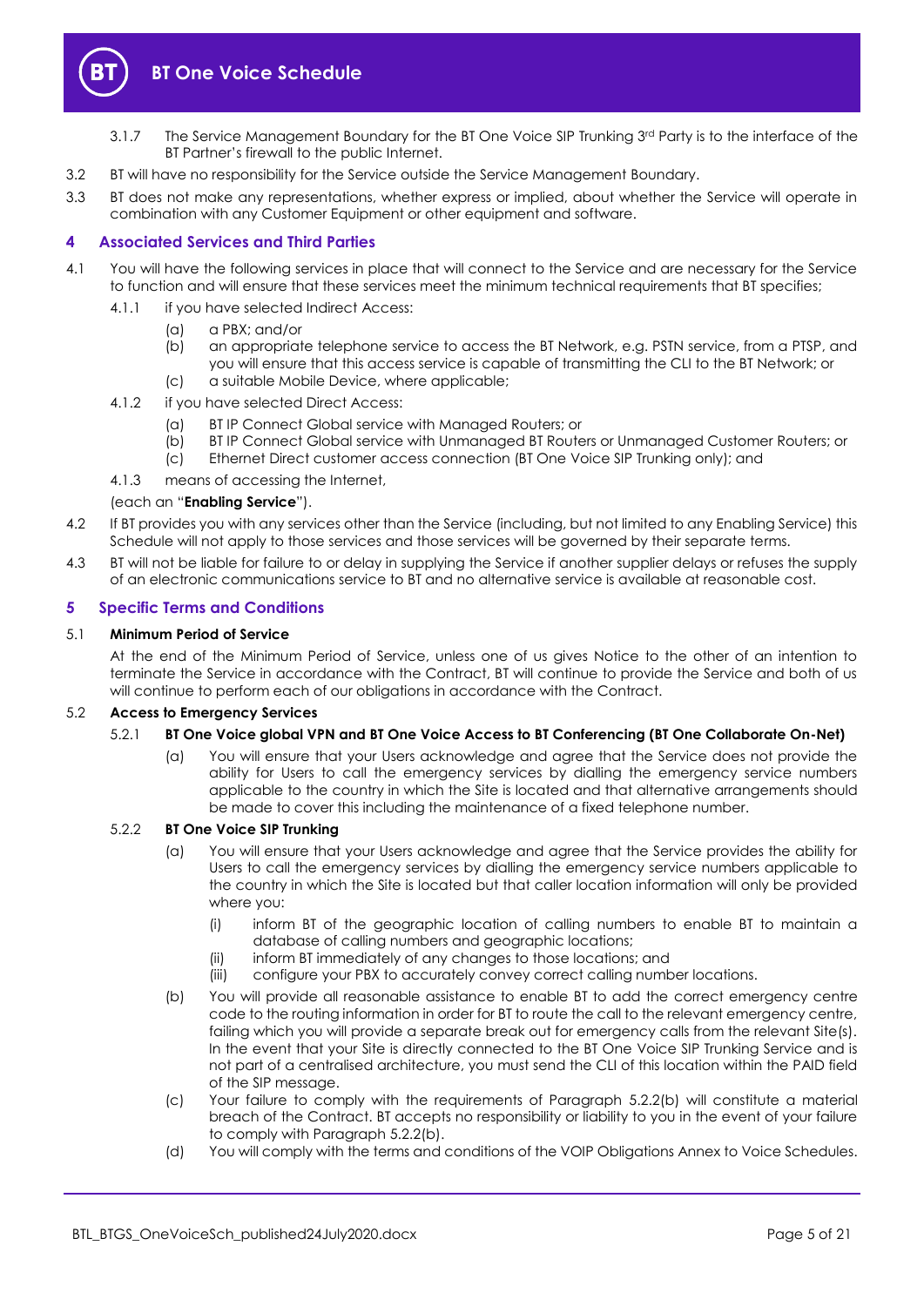3.1.7 The Service Management Boundary for the BT One Voice SIP Trunking 3rd Party is to the interface of the BT Partner's firewall to the public Internet.

3.2 BT will have no responsibility for the Service outside the Service Management Boundary.

3.3 BT does not make any representations, whether express or implied, about whether the Service will operate in combination with any Customer Equipment or other equipment and software.

## 4 Associated Services and Third Parties

4.1 You will have the following services in place that will connect to the Service and are necessary for the Service to function and will ensure that these services meet the minimum technical requirements that BT specifies;

4.1.1 if you have selected Indirect Access:

(a) a PBX; and/or

(b) an appropriate telephone service to access the BT Network, e.g. PSTN service, from a PTSP, and you will ensure that this access service is capable of transmitting the CLI to the BT Network; or

(c) a suitable Mobile Device, where applicable;

4.1.2 if you have selected Direct Access:

(a) BT IP Connect Global service with Managed Routers; or

(b) BT IP Connect Global service with Unmanaged BT Routers or Unmanaged Customer Routers; or

(c) Ethernet Direct customer access connection (BT One Voice SIP Trunking only); and

4.1.3 means of accessing the Internet,

(each an "**Enabling Service**").

4.2 If BT provides you with any services other than the Service (including, but not limited to any Enabling Service) this Schedule will not apply to those services and those services will be governed by their separate terms.

4.3 BT will not be liable for failure to or delay in supplying the Service if another supplier delays or refuses the supply of an electronic communications service to BT and no alternative service is available at reasonable cost.

## 5 Specific Terms and Conditions

5.1 **Minimum Period of Service**

At the end of the Minimum Period of Service, unless one of us gives Notice to the other of an intention to terminate the Service in accordance with the Contract, BT will continue to provide the Service and both of us will continue to perform each of our obligations in accordance with the Contract.

5.2 **Access to Emergency Services**

5.2.1 **BT One Voice global VPN and BT One Voice Access to BT Conferencing (BT One Collaborate On-Net)**

(a) You will ensure that your Users acknowledge and agree that the Service does not provide the ability for Users to call the emergency services by dialling the emergency service numbers applicable to the country in which the Site is located and that alternative arrangements should be made to cover this including the maintenance of a fixed telephone number.

5.2.2 **BT One Voice SIP Trunking**

(a) You will ensure that your Users acknowledge and agree that the Service provides the ability for Users to call the emergency services by dialling the emergency service numbers applicable to the country in which the Site is located but that caller location information will only be provided where you:

(i) inform BT of the geographic location of calling numbers to enable BT to maintain a database of calling numbers and geographic locations;

(ii) inform BT immediately of any changes to those locations; and

(iii) configure your PBX to accurately convey correct calling number locations.

(b) You will provide all reasonable assistance to enable BT to add the correct emergency centre code to the routing information in order for BT to route the call to the relevant emergency centre, failing which you will provide a separate break out for emergency calls from the relevant Site(s). In the event that your Site is directly connected to the BT One Voice SIP Trunking Service and is not part of a centralised architecture, you must send the CLI of this location within the PAID field of the SIP message.

(c) Your failure to comply with the requirements of Paragraph 5.2.2(b) will constitute a material breach of the Contract. BT accepts no responsibility or liability to you in the event of your failure to comply with Paragraph 5.2.2(b).

(d) You will comply with the terms and conditions of the VOIP Obligations Annex to Voice Schedules.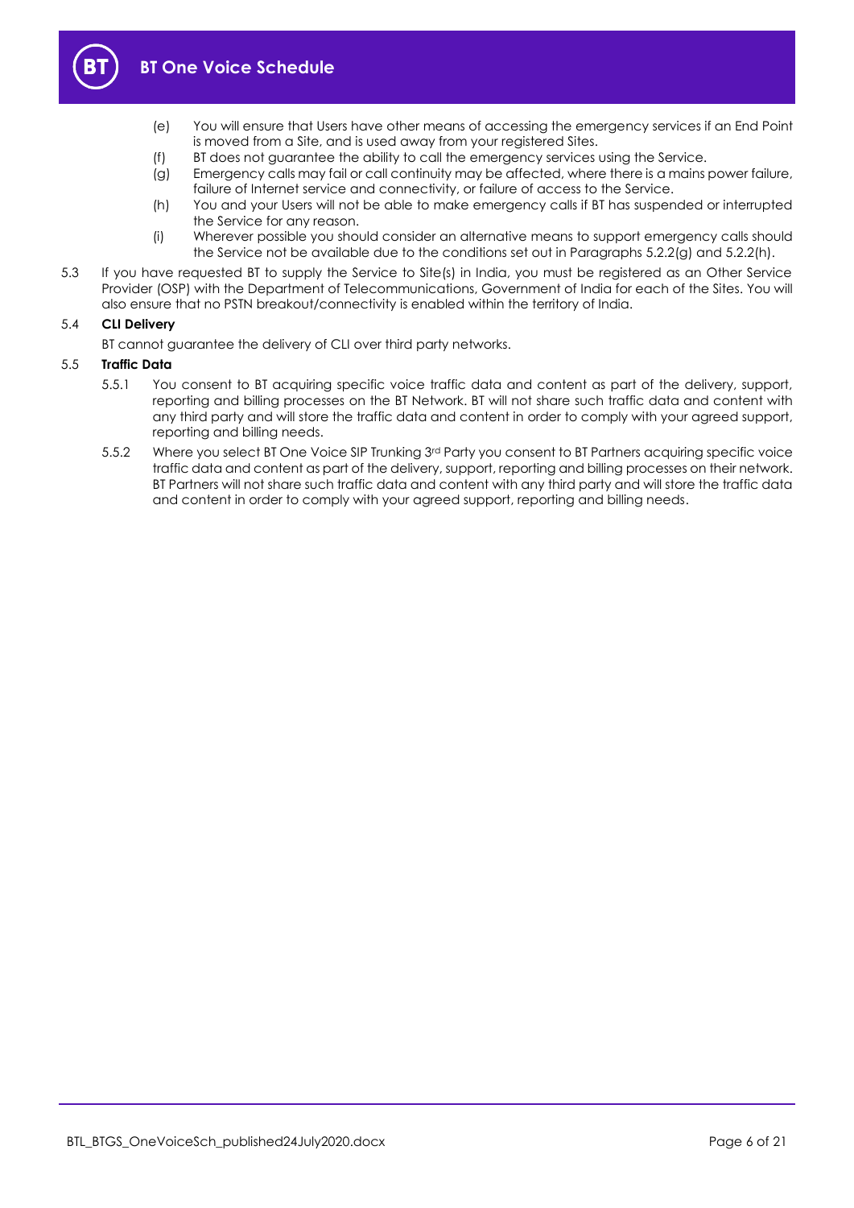(e) You will ensure that Users have other means of accessing the emergency services if an End Point is moved from a Site, and is used away from your registered Sites.

(f) BT does not guarantee the ability to call the emergency services using the Service.

(g) Emergency calls may fail or call continuity may be affected, where there is a mains power failure, failure of Internet service and connectivity, or failure of access to the Service.

(h) You and your Users will not be able to make emergency calls if BT has suspended or interrupted the Service for any reason.

(i) Wherever possible you should consider an alternative means to support emergency calls should the Service not be available due to the conditions set out in Paragraphs 5.2.2(g) and 5.2.2(h).

5.3 If you have requested BT to supply the Service to Site(s) in India, you must be registered as an Other Service Provider (OSP) with the Department of Telecommunications, Government of India for each of the Sites. You will also ensure that no PSTN breakout/connectivity is enabled within the territory of India.

5.4 **CLI Delivery**

BT cannot guarantee the delivery of CLI over third party networks.

5.5 **Traffic Data**

5.5.1 You consent to BT acquiring specific voice traffic data and content as part of the delivery, support, reporting and billing processes on the BT Network. BT will not share such traffic data and content with any third party and will store the traffic data and content in order to comply with your agreed support, reporting and billing needs.

5.5.2 Where you select BT One Voice SIP Trunking 3rd Party you consent to BT Partners acquiring specific voice traffic data and content as part of the delivery, support, reporting and billing processes on their network. BT Partners will not share such traffic data and content with any third party and will store the traffic data and content in order to comply with your agreed support, reporting and billing needs.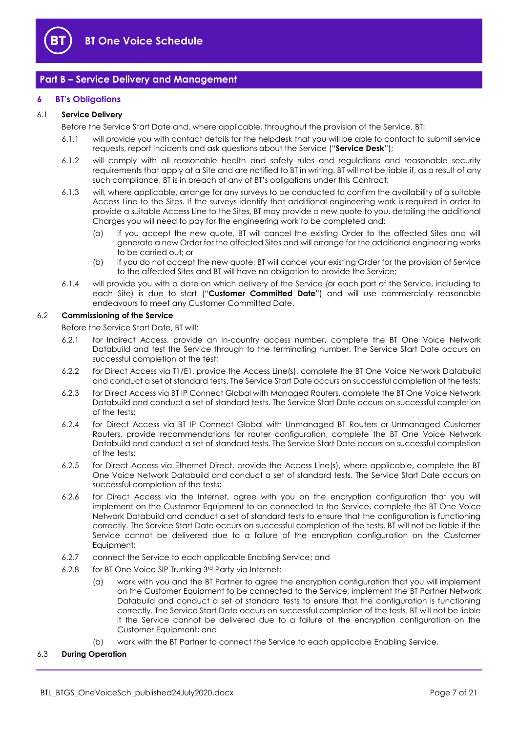## Part B – Service Delivery and Management

### 6 BT's Obligations

6.1 **Service Delivery**

Before the Service Start Date and, where applicable, throughout the provision of the Service, BT:

6.1.1 will provide you with contact details for the helpdesk that you will be able to contact to submit service requests, report Incidents and ask questions about the Service ("**Service Desk**");

6.1.2 will comply with all reasonable health and safety rules and regulations and reasonable security requirements that apply at a Site and are notified to BT in writing. BT will not be liable if, as a result of any such compliance, BT is in breach of any of BT's obligations under this Contract;

6.1.3 will, where applicable, arrange for any surveys to be conducted to confirm the availability of a suitable Access Line to the Sites. If the surveys identify that additional engineering work is required in order to provide a suitable Access Line to the Sites, BT may provide a new quote to you, detailing the additional Charges you will need to pay for the engineering work to be completed and:

(a) if you accept the new quote, BT will cancel the existing Order to the affected Sites and will generate a new Order for the affected Sites and will arrange for the additional engineering works to be carried out; or

(b) if you do not accept the new quote, BT will cancel your existing Order for the provision of Service to the affected Sites and BT will have no obligation to provide the Service;

6.1.4 will provide you with a date on which delivery of the Service (or each part of the Service, including to each Site) is due to start ("**Customer Committed Date**") and will use commercially reasonable endeavours to meet any Customer Committed Date.

6.2 **Commissioning of the Service**

Before the Service Start Date, BT will:

6.2.1 for Indirect Access, provide an in-country access number, complete the BT One Voice Network Databuild and test the Service through to the terminating number. The Service Start Date occurs on successful completion of the test;

6.2.2 for Direct Access via T1/E1, provide the Access Line(s), complete the BT One Voice Network Databuild and conduct a set of standard tests. The Service Start Date occurs on successful completion of the tests;

6.2.3 for Direct Access via BT IP Connect Global with Managed Routers, complete the BT One Voice Network Databuild and conduct a set of standard tests. The Service Start Date occurs on successful completion of the tests;

6.2.4 for Direct Access via BT IP Connect Global with Unmanaged BT Routers or Unmanaged Customer Routers, provide recommendations for router configuration, complete the BT One Voice Network Databuild and conduct a set of standard tests. The Service Start Date occurs on successful completion of the tests;

6.2.5 for Direct Access via Ethernet Direct, provide the Access Line(s), where applicable, complete the BT One Voice Network Databuild and conduct a set of standard tests. The Service Start Date occurs on successful completion of the tests;

6.2.6 for Direct Access via the Internet, agree with you on the encryption configuration that you will implement on the Customer Equipment to be connected to the Service, complete the BT One Voice Network Databuild and conduct a set of standard tests to ensure that the configuration is functioning correctly. The Service Start Date occurs on successful completion of the tests. BT will not be liable if the Service cannot be delivered due to a failure of the encryption configuration on the Customer Equipment;

6.2.7 connect the Service to each applicable Enabling Service; and

6.2.8 for BT One Voice SIP Trunking 3rd Party via Internet:

(a) work with you and the BT Partner to agree the encryption configuration that you will implement on the Customer Equipment to be connected to the Service, implement the BT Partner Network Databuild and conduct a set of standard tests to ensure that the configuration is functioning correctly. The Service Start Date occurs on successful completion of the tests. BT will not be liable if the Service cannot be delivered due to a failure of the encryption configuration on the Customer Equipment; and

(b) work with the BT Partner to connect the Service to each applicable Enabling Service.

6.3 **During Operation**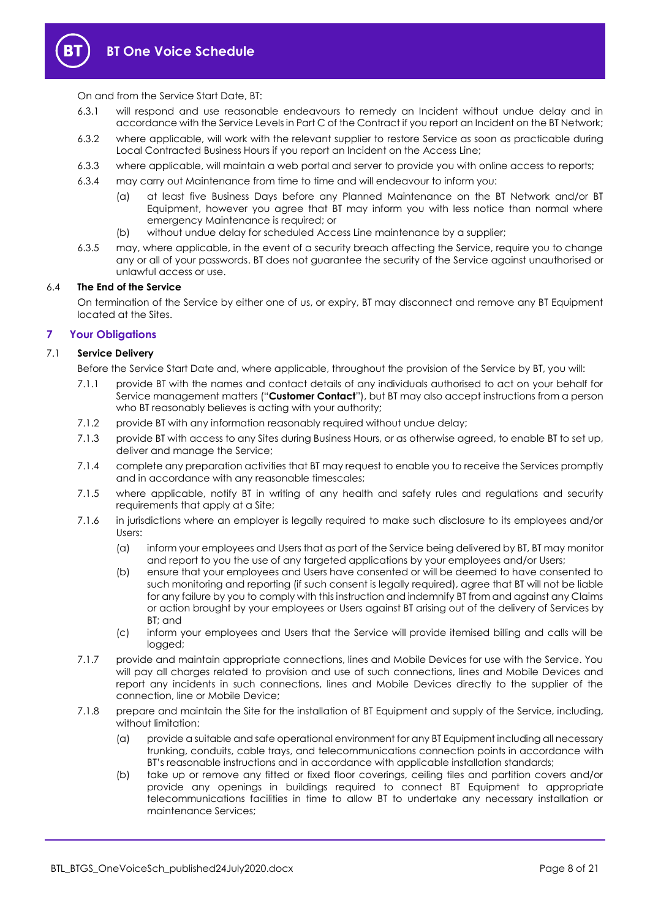On and from the Service Start Date, BT:

6.3.1 will respond and use reasonable endeavours to remedy an Incident without undue delay and in accordance with the Service Levels in Part C of the Contract if you report an Incident on the BT Network;

6.3.2 where applicable, will work with the relevant supplier to restore Service as soon as practicable during Local Contracted Business Hours if you report an Incident on the Access Line;

6.3.3 where applicable, will maintain a web portal and server to provide you with online access to reports;

6.3.4 may carry out Maintenance from time to time and will endeavour to inform you:

(a) at least five Business Days before any Planned Maintenance on the BT Network and/or BT Equipment, however you agree that BT may inform you with less notice than normal where emergency Maintenance is required; or

(b) without undue delay for scheduled Access Line maintenance by a supplier;

6.3.5 may, where applicable, in the event of a security breach affecting the Service, require you to change any or all of your passwords. BT does not guarantee the security of the Service against unauthorised or unlawful access or use.

### 6.4 The End of the Service

On termination of the Service by either one of us, or expiry, BT may disconnect and remove any BT Equipment located at the Sites.

## 7 Your Obligations

### 7.1 Service Delivery

Before the Service Start Date and, where applicable, throughout the provision of the Service by BT, you will:

7.1.1 provide BT with the names and contact details of any individuals authorised to act on your behalf for Service management matters ("**Customer Contact**"), but BT may also accept instructions from a person who BT reasonably believes is acting with your authority;

7.1.2 provide BT with any information reasonably required without undue delay;

7.1.3 provide BT with access to any Sites during Business Hours, or as otherwise agreed, to enable BT to set up, deliver and manage the Service;

7.1.4 complete any preparation activities that BT may request to enable you to receive the Services promptly and in accordance with any reasonable timescales;

7.1.5 where applicable, notify BT in writing of any health and safety rules and regulations and security requirements that apply at a Site;

7.1.6 in jurisdictions where an employer is legally required to make such disclosure to its employees and/or Users:

(a) inform your employees and Users that as part of the Service being delivered by BT, BT may monitor and report to you the use of any targeted applications by your employees and/or Users;

(b) ensure that your employees and Users have consented or will be deemed to have consented to such monitoring and reporting (if such consent is legally required), agree that BT will not be liable for any failure by you to comply with this instruction and indemnify BT from and against any Claims or action brought by your employees or Users against BT arising out of the delivery of Services by BT; and

(c) inform your employees and Users that the Service will provide itemised billing and calls will be logged;

7.1.7 provide and maintain appropriate connections, lines and Mobile Devices for use with the Service. You will pay all charges related to provision and use of such connections, lines and Mobile Devices and report any incidents in such connections, lines and Mobile Devices directly to the supplier of the connection, line or Mobile Device;

7.1.8 prepare and maintain the Site for the installation of BT Equipment and supply of the Service, including, without limitation:

(a) provide a suitable and safe operational environment for any BT Equipment including all necessary trunking, conduits, cable trays, and telecommunications connection points in accordance with BT's reasonable instructions and in accordance with applicable installation standards;

(b) take up or remove any fitted or fixed floor coverings, ceiling tiles and partition covers and/or provide any openings in buildings required to connect BT Equipment to appropriate telecommunications facilities in time to allow BT to undertake any necessary installation or maintenance Services;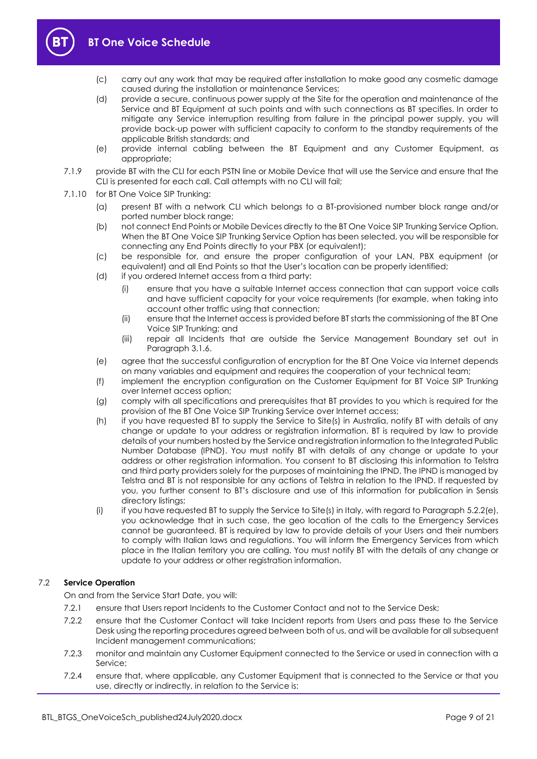(c) carry out any work that may be required after installation to make good any cosmetic damage caused during the installation or maintenance Services;

(d) provide a secure, continuous power supply at the Site for the operation and maintenance of the Service and BT Equipment at such points and with such connections as BT specifies. In order to mitigate any Service interruption resulting from failure in the principal power supply, you will provide back-up power with sufficient capacity to conform to the standby requirements of the applicable British standards; and

(e) provide internal cabling between the BT Equipment and any Customer Equipment, as appropriate;

7.1.9 provide BT with the CLI for each PSTN line or Mobile Device that will use the Service and ensure that the CLI is presented for each call. Call attempts with no CLI will fail;

7.1.10 for BT One Voice SIP Trunking:

(a) present BT with a network CLI which belongs to a BT-provisioned number block range and/or ported number block range;

(b) not connect End Points or Mobile Devices directly to the BT One Voice SIP Trunking Service Option. When the BT One Voice SIP Trunking Service Option has been selected, you will be responsible for connecting any End Points directly to your PBX (or equivalent);

(c) be responsible for, and ensure the proper configuration of your LAN, PBX equipment (or equivalent) and all End Points so that the User's location can be properly identified;

(d) if you ordered Internet access from a third party:

(i) ensure that you have a suitable Internet access connection that can support voice calls and have sufficient capacity for your voice requirements (for example, when taking into account other traffic using that connection;

(ii) ensure that the Internet access is provided before BT starts the commissioning of the BT One Voice SIP Trunking; and

(iii) repair all Incidents that are outside the Service Management Boundary set out in Paragraph 3.1.6.

(e) agree that the successful configuration of encryption for the BT One Voice via Internet depends on many variables and equipment and requires the cooperation of your technical team;

(f) implement the encryption configuration on the Customer Equipment for BT Voice SIP Trunking over Internet access option;

(g) comply with all specifications and prerequisites that BT provides to you which is required for the provision of the BT One Voice SIP Trunking Service over Internet access;

(h) if you have requested BT to supply the Service to Site(s) in Australia, notify BT with details of any change or update to your address or registration information. BT is required by law to provide details of your numbers hosted by the Service and registration information to the Integrated Public Number Database (IPND). You must notify BT with details of any change or update to your address or other registration information. You consent to BT disclosing this information to Telstra and third party providers solely for the purposes of maintaining the IPND. The IPND is managed by Telstra and BT is not responsible for any actions of Telstra in relation to the IPND. If requested by you, you further consent to BT's disclosure and use of this information for publication in Sensis directory listings;

(i) if you have requested BT to supply the Service to Site(s) in Italy, with regard to Paragraph 5.2.2(e), you acknowledge that in such case, the geo location of the calls to the Emergency Services cannot be guaranteed. BT is required by law to provide details of your Users and their numbers to comply with Italian laws and regulations. You will inform the Emergency Services from which place in the Italian territory you are calling. You must notify BT with the details of any change or update to your address or other registration information.

## 7.2 Service Operation

On and from the Service Start Date, you will:

7.2.1 ensure that Users report Incidents to the Customer Contact and not to the Service Desk;

7.2.2 ensure that the Customer Contact will take Incident reports from Users and pass these to the Service Desk using the reporting procedures agreed between both of us, and will be available for all subsequent Incident management communications;

7.2.3 monitor and maintain any Customer Equipment connected to the Service or used in connection with a Service;

7.2.4 ensure that, where applicable, any Customer Equipment that is connected to the Service or that you use, directly or indirectly, in relation to the Service is: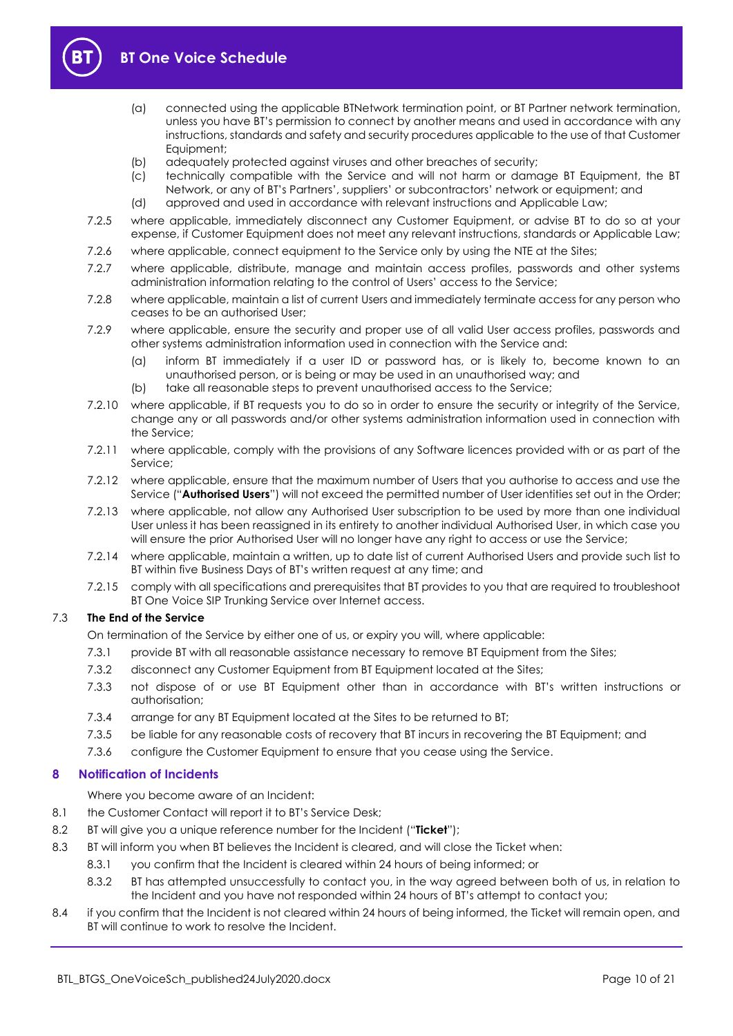(a) connected using the applicable BTNetwork termination point, or BT Partner network termination, unless you have BT's permission to connect by another means and used in accordance with any instructions, standards and safety and security procedures applicable to the use of that Customer Equipment;

(b) adequately protected against viruses and other breaches of security;

(c) technically compatible with the Service and will not harm or damage BT Equipment, the BT Network, or any of BT's Partners', suppliers' or subcontractors' network or equipment; and

(d) approved and used in accordance with relevant instructions and Applicable Law;

7.2.5 where applicable, immediately disconnect any Customer Equipment, or advise BT to do so at your expense, if Customer Equipment does not meet any relevant instructions, standards or Applicable Law;

7.2.6 where applicable, connect equipment to the Service only by using the NTE at the Sites;

7.2.7 where applicable, distribute, manage and maintain access profiles, passwords and other systems administration information relating to the control of Users' access to the Service;

7.2.8 where applicable, maintain a list of current Users and immediately terminate access for any person who ceases to be an authorised User;

7.2.9 where applicable, ensure the security and proper use of all valid User access profiles, passwords and other systems administration information used in connection with the Service and:

(a) inform BT immediately if a user ID or password has, or is likely to, become known to an unauthorised person, or is being or may be used in an unauthorised way; and

(b) take all reasonable steps to prevent unauthorised access to the Service;

7.2.10 where applicable, if BT requests you to do so in order to ensure the security or integrity of the Service, change any or all passwords and/or other systems administration information used in connection with the Service;

7.2.11 where applicable, comply with the provisions of any Software licences provided with or as part of the Service;

7.2.12 where applicable, ensure that the maximum number of Users that you authorise to access and use the Service ("**Authorised Users**") will not exceed the permitted number of User identities set out in the Order;

7.2.13 where applicable, not allow any Authorised User subscription to be used by more than one individual User unless it has been reassigned in its entirety to another individual Authorised User, in which case you will ensure the prior Authorised User will no longer have any right to access or use the Service;

7.2.14 where applicable, maintain a written, up to date list of current Authorised Users and provide such list to BT within five Business Days of BT's written request at any time; and

7.2.15 comply with all specifications and prerequisites that BT provides to you that are required to troubleshoot BT One Voice SIP Trunking Service over Internet access.

### 7.3 The End of the Service

On termination of the Service by either one of us, or expiry you will, where applicable:

7.3.1 provide BT with all reasonable assistance necessary to remove BT Equipment from the Sites;

7.3.2 disconnect any Customer Equipment from BT Equipment located at the Sites;

7.3.3 not dispose of or use BT Equipment other than in accordance with BT's written instructions or authorisation;

7.3.4 arrange for any BT Equipment located at the Sites to be returned to BT;

7.3.5 be liable for any reasonable costs of recovery that BT incurs in recovering the BT Equipment; and

7.3.6 configure the Customer Equipment to ensure that you cease using the Service.

## 8 Notification of Incidents

Where you become aware of an Incident:

8.1 the Customer Contact will report it to BT's Service Desk;

8.2 BT will give you a unique reference number for the Incident ("**Ticket**");

8.3 BT will inform you when BT believes the Incident is cleared, and will close the Ticket when:

8.3.1 you confirm that the Incident is cleared within 24 hours of being informed; or

8.3.2 BT has attempted unsuccessfully to contact you, in the way agreed between both of us, in relation to the Incident and you have not responded within 24 hours of BT's attempt to contact you;

8.4 if you confirm that the Incident is not cleared within 24 hours of being informed, the Ticket will remain open, and BT will continue to work to resolve the Incident.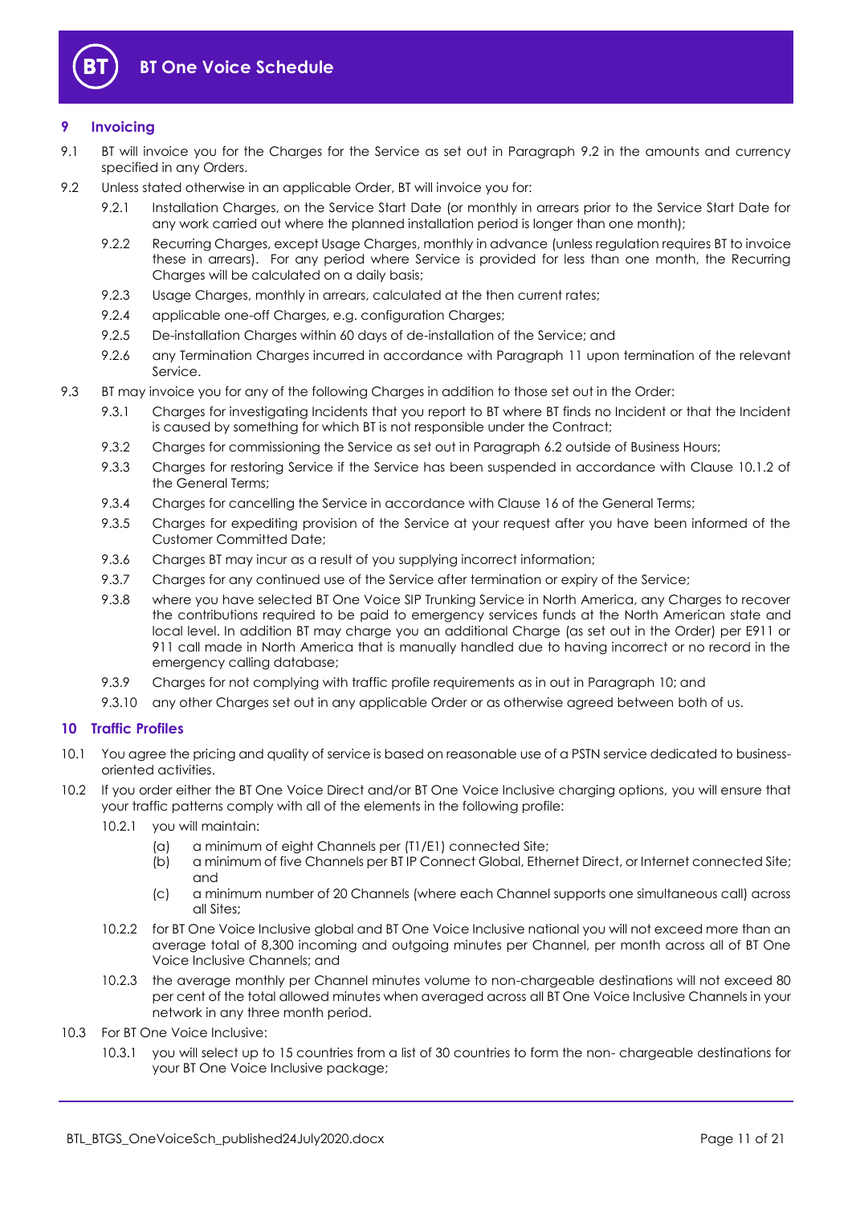## 9 Invoicing

9.1 BT will invoice you for the Charges for the Service as set out in Paragraph 9.2 in the amounts and currency specified in any Orders.

9.2 Unless stated otherwise in an applicable Order, BT will invoice you for:

9.2.1 Installation Charges, on the Service Start Date (or monthly in arrears prior to the Service Start Date for any work carried out where the planned installation period is longer than one month);

9.2.2 Recurring Charges, except Usage Charges, monthly in advance (unless regulation requires BT to invoice these in arrears). For any period where Service is provided for less than one month, the Recurring Charges will be calculated on a daily basis;

9.2.3 Usage Charges, monthly in arrears, calculated at the then current rates;

9.2.4 applicable one-off Charges, e.g. configuration Charges;

9.2.5 De-installation Charges within 60 days of de-installation of the Service; and

9.2.6 any Termination Charges incurred in accordance with Paragraph 11 upon termination of the relevant Service.

9.3 BT may invoice you for any of the following Charges in addition to those set out in the Order:

9.3.1 Charges for investigating Incidents that you report to BT where BT finds no Incident or that the Incident is caused by something for which BT is not responsible under the Contract;

9.3.2 Charges for commissioning the Service as set out in Paragraph 6.2 outside of Business Hours;

9.3.3 Charges for restoring Service if the Service has been suspended in accordance with Clause 10.1.2 of the General Terms;

9.3.4 Charges for cancelling the Service in accordance with Clause 16 of the General Terms;

9.3.5 Charges for expediting provision of the Service at your request after you have been informed of the Customer Committed Date;

9.3.6 Charges BT may incur as a result of you supplying incorrect information;

9.3.7 Charges for any continued use of the Service after termination or expiry of the Service;

9.3.8 where you have selected BT One Voice SIP Trunking Service in North America, any Charges to recover the contributions required to be paid to emergency services funds at the North American state and local level. In addition BT may charge you an additional Charge (as set out in the Order) per E911 or 911 call made in North America that is manually handled due to having incorrect or no record in the emergency calling database;

9.3.9 Charges for not complying with traffic profile requirements as in out in Paragraph 10; and

9.3.10 any other Charges set out in any applicable Order or as otherwise agreed between both of us.

## 10 Traffic Profiles

10.1 You agree the pricing and quality of service is based on reasonable use of a PSTN service dedicated to business-oriented activities.

10.2 If you order either the BT One Voice Direct and/or BT One Voice Inclusive charging options, you will ensure that your traffic patterns comply with all of the elements in the following profile:

10.2.1 you will maintain:

(a) a minimum of eight Channels per (T1/E1) connected Site;

(b) a minimum of five Channels per BT IP Connect Global, Ethernet Direct, or Internet connected Site; and

(c) a minimum number of 20 Channels (where each Channel supports one simultaneous call) across all Sites;

10.2.2 for BT One Voice Inclusive global and BT One Voice Inclusive national you will not exceed more than an average total of 8,300 incoming and outgoing minutes per Channel, per month across all of BT One Voice Inclusive Channels; and

10.2.3 the average monthly per Channel minutes volume to non-chargeable destinations will not exceed 80 per cent of the total allowed minutes when averaged across all BT One Voice Inclusive Channels in your network in any three month period.

10.3 For BT One Voice Inclusive:

10.3.1 you will select up to 15 countries from a list of 30 countries to form the non- chargeable destinations for your BT One Voice Inclusive package;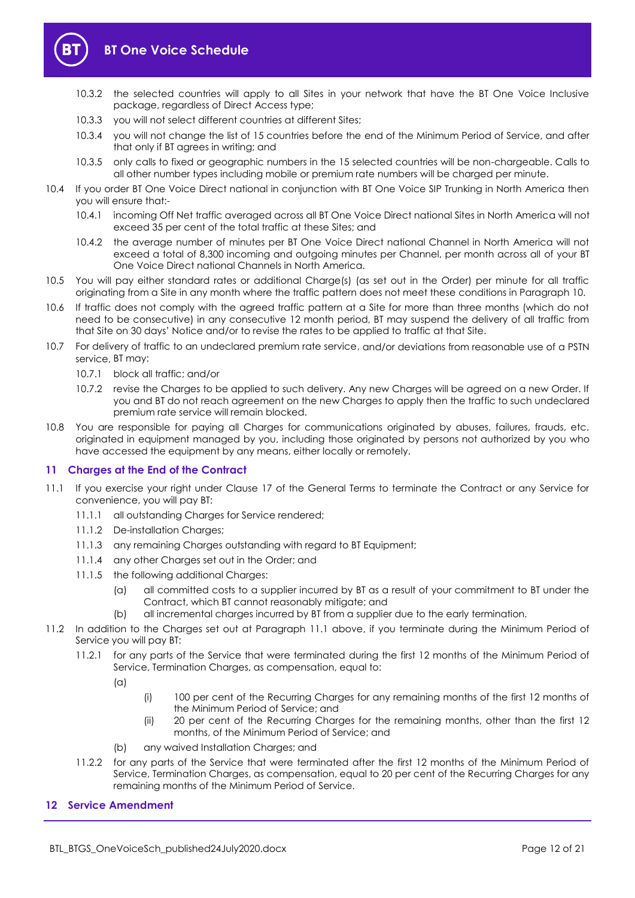10.3.2 the selected countries will apply to all Sites in your network that have the BT One Voice Inclusive package, regardless of Direct Access type;

10.3.3 you will not select different countries at different Sites;

10.3.4 you will not change the list of 15 countries before the end of the Minimum Period of Service, and after that only if BT agrees in writing; and

10.3.5 only calls to fixed or geographic numbers in the 15 selected countries will be non-chargeable. Calls to all other number types including mobile or premium rate numbers will be charged per minute.

10.4 If you order BT One Voice Direct national in conjunction with BT One Voice SIP Trunking in North America then you will ensure that:-

10.4.1 incoming Off Net traffic averaged across all BT One Voice Direct national Sites in North America will not exceed 35 per cent of the total traffic at these Sites; and

10.4.2 the average number of minutes per BT One Voice Direct national Channel in North America will not exceed a total of 8,300 incoming and outgoing minutes per Channel, per month across all of your BT One Voice Direct national Channels in North America.

10.5 You will pay either standard rates or additional Charge(s) (as set out in the Order) per minute for all traffic originating from a Site in any month where the traffic pattern does not meet these conditions in Paragraph 10.

10.6 If traffic does not comply with the agreed traffic pattern at a Site for more than three months (which do not need to be consecutive) in any consecutive 12 month period, BT may suspend the delivery of all traffic from that Site on 30 days' Notice and/or to revise the rates to be applied to traffic at that Site.

10.7 For delivery of traffic to an undeclared premium rate service, and/or deviations from reasonable use of a PSTN service, BT may:

10.7.1 block all traffic; and/or

10.7.2 revise the Charges to be applied to such delivery. Any new Charges will be agreed on a new Order. If you and BT do not reach agreement on the new Charges to apply then the traffic to such undeclared premium rate service will remain blocked.

10.8 You are responsible for paying all Charges for communications originated by abuses, failures, frauds, etc. originated in equipment managed by you, including those originated by persons not authorized by you who have accessed the equipment by any means, either locally or remotely.

## 11 Charges at the End of the Contract

11.1 If you exercise your right under Clause 17 of the General Terms to terminate the Contract or any Service for convenience, you will pay BT:

11.1.1 all outstanding Charges for Service rendered;

11.1.2 De-installation Charges;

11.1.3 any remaining Charges outstanding with regard to BT Equipment;

11.1.4 any other Charges set out in the Order; and

11.1.5 the following additional Charges:

(a) all committed costs to a supplier incurred by BT as a result of your commitment to BT under the Contract, which BT cannot reasonably mitigate; and

(b) all incremental charges incurred by BT from a supplier due to the early termination.

11.2 In addition to the Charges set out at Paragraph 11.1 above, if you terminate during the Minimum Period of Service you will pay BT:

11.2.1 for any parts of the Service that were terminated during the first 12 months of the Minimum Period of Service, Termination Charges, as compensation, equal to:

(a)

(i) 100 per cent of the Recurring Charges for any remaining months of the first 12 months of the Minimum Period of Service; and

(ii) 20 per cent of the Recurring Charges for the remaining months, other than the first 12 months, of the Minimum Period of Service; and

(b) any waived Installation Charges; and

11.2.2 for any parts of the Service that were terminated after the first 12 months of the Minimum Period of Service, Termination Charges, as compensation, equal to 20 per cent of the Recurring Charges for any remaining months of the Minimum Period of Service.

## 12 Service Amendment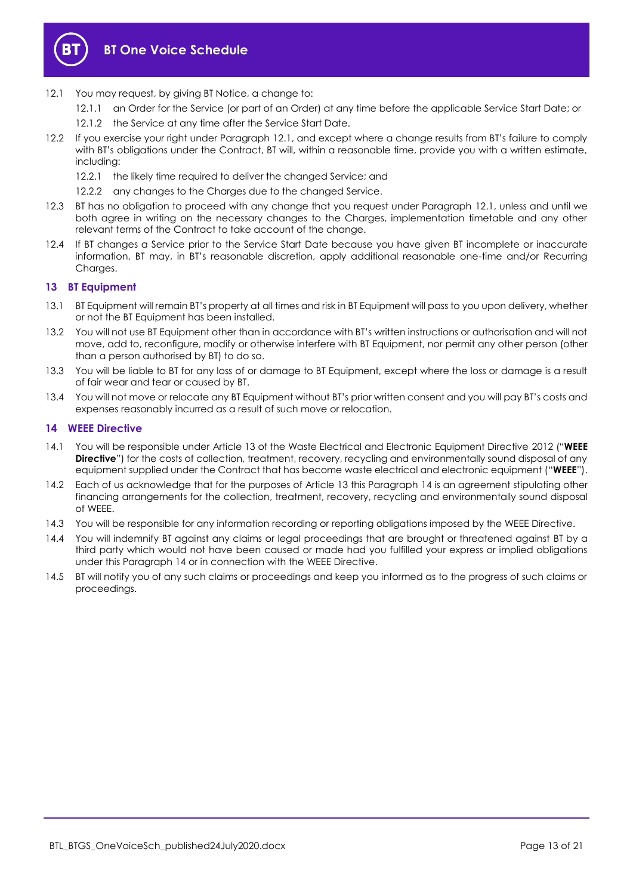12.1 You may request, by giving BT Notice, a change to:

12.1.1 an Order for the Service (or part of an Order) at any time before the applicable Service Start Date; or

12.1.2 the Service at any time after the Service Start Date.

12.2 If you exercise your right under Paragraph 12.1, and except where a change results from BT's failure to comply with BT's obligations under the Contract, BT will, within a reasonable time, provide you with a written estimate, including:

12.2.1 the likely time required to deliver the changed Service; and

12.2.2 any changes to the Charges due to the changed Service.

12.3 BT has no obligation to proceed with any change that you request under Paragraph 12.1, unless and until we both agree in writing on the necessary changes to the Charges, implementation timetable and any other relevant terms of the Contract to take account of the change.

12.4 If BT changes a Service prior to the Service Start Date because you have given BT incomplete or inaccurate information, BT may, in BT's reasonable discretion, apply additional reasonable one-time and/or Recurring Charges.

## 13 BT Equipment

13.1 BT Equipment will remain BT's property at all times and risk in BT Equipment will pass to you upon delivery, whether or not the BT Equipment has been installed.

13.2 You will not use BT Equipment other than in accordance with BT's written instructions or authorisation and will not move, add to, reconfigure, modify or otherwise interfere with BT Equipment, nor permit any other person (other than a person authorised by BT) to do so.

13.3 You will be liable to BT for any loss of or damage to BT Equipment, except where the loss or damage is a result of fair wear and tear or caused by BT.

13.4 You will not move or relocate any BT Equipment without BT's prior written consent and you will pay BT's costs and expenses reasonably incurred as a result of such move or relocation.

## 14 WEEE Directive

14.1 You will be responsible under Article 13 of the Waste Electrical and Electronic Equipment Directive 2012 ("**WEEE Directive**") for the costs of collection, treatment, recovery, recycling and environmentally sound disposal of any equipment supplied under the Contract that has become waste electrical and electronic equipment ("**WEEE**").

14.2 Each of us acknowledge that for the purposes of Article 13 this Paragraph 14 is an agreement stipulating other financing arrangements for the collection, treatment, recovery, recycling and environmentally sound disposal of WEEE.

14.3 You will be responsible for any information recording or reporting obligations imposed by the WEEE Directive.

14.4 You will indemnify BT against any claims or legal proceedings that are brought or threatened against BT by a third party which would not have been caused or made had you fulfilled your express or implied obligations under this Paragraph 14 or in connection with the WEEE Directive.

14.5 BT will notify you of any such claims or proceedings and keep you informed as to the progress of such claims or proceedings.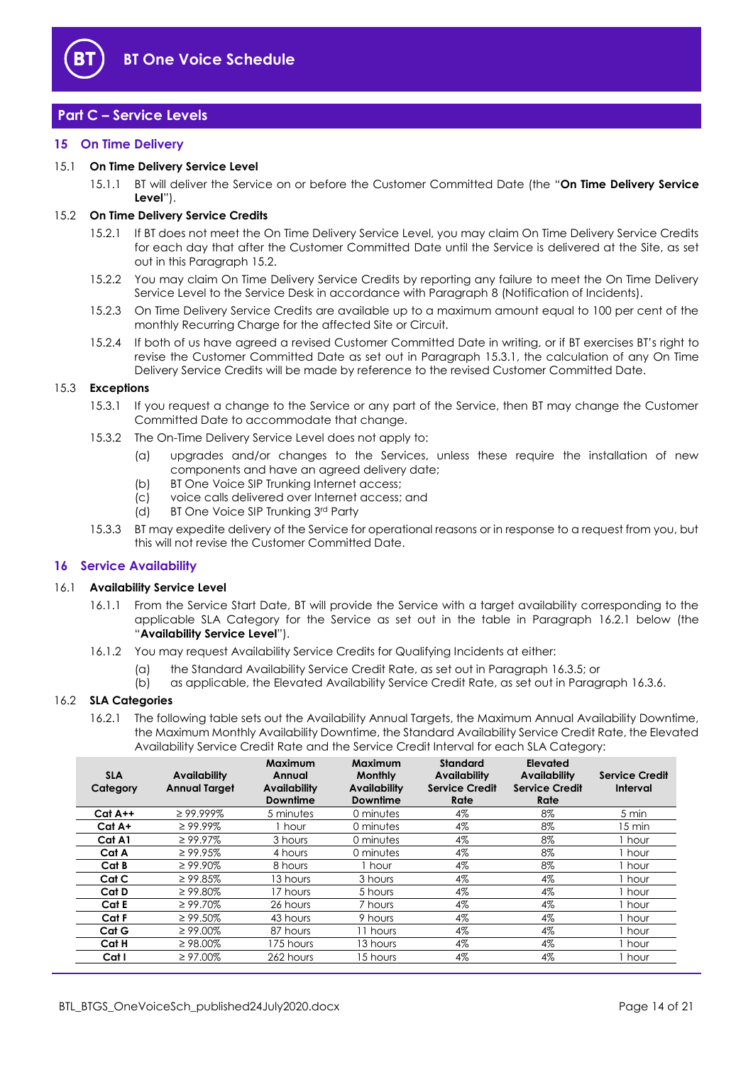## Part C – Service Levels

### 15 On Time Delivery

**15.1 On Time Delivery Service Level**

15.1.1 BT will deliver the Service on or before the Customer Committed Date (the "**On Time Delivery Service Level**").

**15.2 On Time Delivery Service Credits**

15.2.1 If BT does not meet the On Time Delivery Service Level, you may claim On Time Delivery Service Credits for each day that after the Customer Committed Date until the Service is delivered at the Site, as set out in this Paragraph 15.2.

15.2.2 You may claim On Time Delivery Service Credits by reporting any failure to meet the On Time Delivery Service Level to the Service Desk in accordance with Paragraph 8 (Notification of Incidents).

15.2.3 On Time Delivery Service Credits are available up to a maximum amount equal to 100 per cent of the monthly Recurring Charge for the affected Site or Circuit.

15.2.4 If both of us have agreed a revised Customer Committed Date in writing, or if BT exercises BT's right to revise the Customer Committed Date as set out in Paragraph 15.3.1, the calculation of any On Time Delivery Service Credits will be made by reference to the revised Customer Committed Date.

**15.3 Exceptions**

15.3.1 If you request a change to the Service or any part of the Service, then BT may change the Customer Committed Date to accommodate that change.

15.3.2 The On-Time Delivery Service Level does not apply to:

(a) upgrades and/or changes to the Services, unless these require the installation of new components and have an agreed delivery date;

(b) BT One Voice SIP Trunking Internet access;

(c) voice calls delivered over Internet access; and

(d) BT One Voice SIP Trunking 3rd Party

15.3.3 BT may expedite delivery of the Service for operational reasons or in response to a request from you, but this will not revise the Customer Committed Date.

### 16 Service Availability

**16.1 Availability Service Level**

16.1.1 From the Service Start Date, BT will provide the Service with a target availability corresponding to the applicable SLA Category for the Service as set out in the table in Paragraph 16.2.1 below (the "**Availability Service Level**").

16.1.2 You may request Availability Service Credits for Qualifying Incidents at either:

(a) the Standard Availability Service Credit Rate, as set out in Paragraph 16.3.5; or

(b) as applicable, the Elevated Availability Service Credit Rate, as set out in Paragraph 16.3.6.

**16.2 SLA Categories**

16.2.1 The following table sets out the Availability Annual Targets, the Maximum Annual Availability Downtime, the Maximum Monthly Availability Downtime, the Standard Availability Service Credit Rate, the Elevated Availability Service Credit Rate and the Service Credit Interval for each SLA Category:

| SLA Category | Availability Annual Target | Maximum Annual Availability Downtime | Maximum Monthly Availability Downtime | Standard Availability Service Credit Rate | Elevated Availability Service Credit Rate | Service Credit Interval |
|---|---|---|---|---|---|---|
| **Cat A++** | ≥ 99.999% | 5 minutes | 0 minutes | 4% | 8% | 5 min |
| **Cat A+** | ≥ 99.99% | 1 hour | 0 minutes | 4% | 8% | 15 min |
| **Cat A1** | ≥ 99.97% | 3 hours | 0 minutes | 4% | 8% | 1 hour |
| **Cat A** | ≥ 99.95% | 4 hours | 0 minutes | 4% | 8% | 1 hour |
| **Cat B** | ≥ 99.90% | 8 hours | 1 hour | 4% | 8% | 1 hour |
| **Cat C** | ≥ 99.85% | 13 hours | 3 hours | 4% | 4% | 1 hour |
| **Cat D** | ≥ 99.80% | 17 hours | 5 hours | 4% | 4% | 1 hour |
| **Cat E** | ≥ 99.70% | 26 hours | 7 hours | 4% | 4% | 1 hour |
| **Cat F** | ≥ 99.50% | 43 hours | 9 hours | 4% | 4% | 1 hour |
| **Cat G** | ≥ 99.00% | 87 hours | 11 hours | 4% | 4% | 1 hour |
| **Cat H** | ≥ 98.00% | 175 hours | 13 hours | 4% | 4% | 1 hour |
| **Cat I** | ≥ 97.00% | 262 hours | 15 hours | 4% | 4% | 1 hour |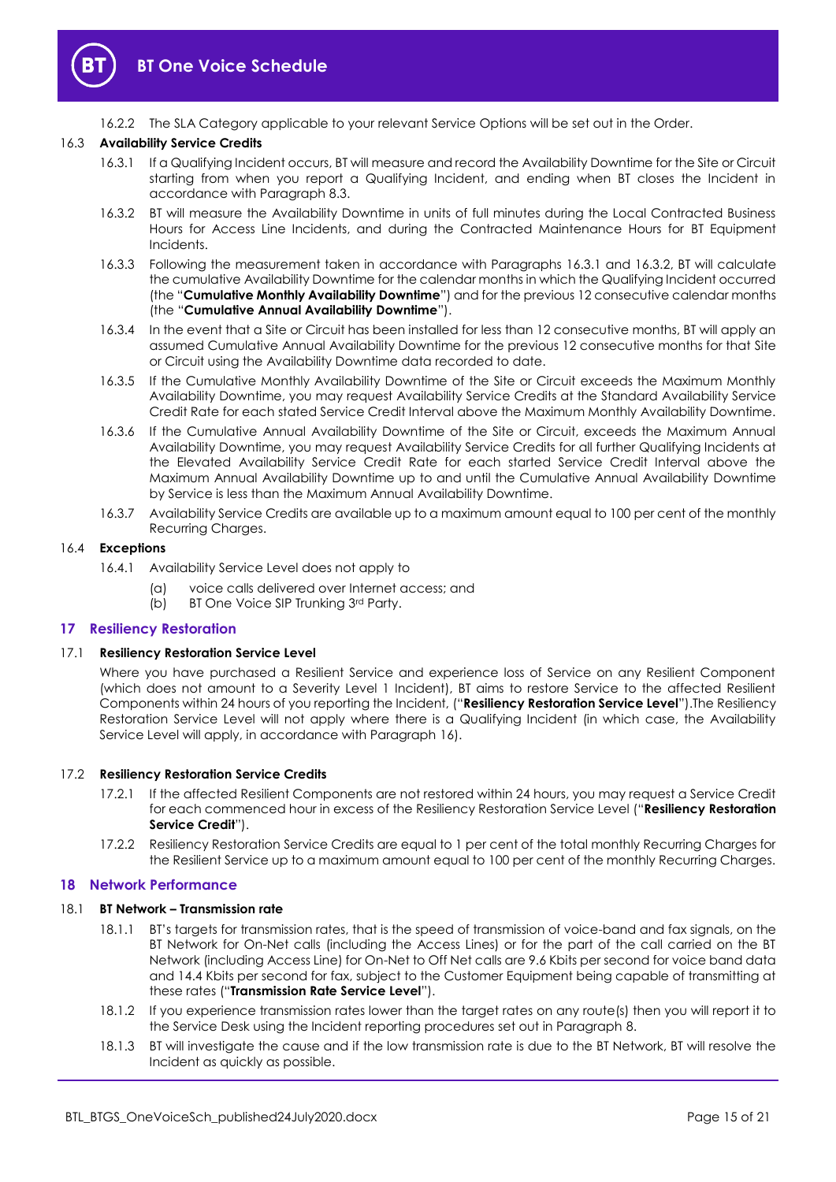16.2.2 The SLA Category applicable to your relevant Service Options will be set out in the Order.

16.3 **Availability Service Credits**

16.3.1 If a Qualifying Incident occurs, BT will measure and record the Availability Downtime for the Site or Circuit starting from when you report a Qualifying Incident, and ending when BT closes the Incident in accordance with Paragraph 8.3.

16.3.2 BT will measure the Availability Downtime in units of full minutes during the Local Contracted Business Hours for Access Line Incidents, and during the Contracted Maintenance Hours for BT Equipment Incidents.

16.3.3 Following the measurement taken in accordance with Paragraphs 16.3.1 and 16.3.2, BT will calculate the cumulative Availability Downtime for the calendar months in which the Qualifying Incident occurred (the "**Cumulative Monthly Availability Downtime**") and for the previous 12 consecutive calendar months (the "**Cumulative Annual Availability Downtime**").

16.3.4 In the event that a Site or Circuit has been installed for less than 12 consecutive months, BT will apply an assumed Cumulative Annual Availability Downtime for the previous 12 consecutive months for that Site or Circuit using the Availability Downtime data recorded to date.

16.3.5 If the Cumulative Monthly Availability Downtime of the Site or Circuit exceeds the Maximum Monthly Availability Downtime, you may request Availability Service Credits at the Standard Availability Service Credit Rate for each stated Service Credit Interval above the Maximum Monthly Availability Downtime.

16.3.6 If the Cumulative Annual Availability Downtime of the Site or Circuit, exceeds the Maximum Annual Availability Downtime, you may request Availability Service Credits for all further Qualifying Incidents at the Elevated Availability Service Credit Rate for each started Service Credit Interval above the Maximum Annual Availability Downtime up to and until the Cumulative Annual Availability Downtime by Service is less than the Maximum Annual Availability Downtime.

16.3.7 Availability Service Credits are available up to a maximum amount equal to 100 per cent of the monthly Recurring Charges.

16.4 **Exceptions**

16.4.1 Availability Service Level does not apply to

(a) voice calls delivered over Internet access; and

(b) BT One Voice SIP Trunking 3rd Party.

## 17 Resiliency Restoration

17.1 **Resiliency Restoration Service Level**

Where you have purchased a Resilient Service and experience loss of Service on any Resilient Component (which does not amount to a Severity Level 1 Incident), BT aims to restore Service to the affected Resilient Components within 24 hours of you reporting the Incident, ("**Resiliency Restoration Service Level**").The Resiliency Restoration Service Level will not apply where there is a Qualifying Incident (in which case, the Availability Service Level will apply, in accordance with Paragraph 16).

17.2 **Resiliency Restoration Service Credits**

17.2.1 If the affected Resilient Components are not restored within 24 hours, you may request a Service Credit for each commenced hour in excess of the Resiliency Restoration Service Level ("**Resiliency Restoration Service Credit**").

17.2.2 Resiliency Restoration Service Credits are equal to 1 per cent of the total monthly Recurring Charges for the Resilient Service up to a maximum amount equal to 100 per cent of the monthly Recurring Charges.

## 18 Network Performance

18.1 **BT Network – Transmission rate**

18.1.1 BT's targets for transmission rates, that is the speed of transmission of voice-band and fax signals, on the BT Network for On-Net calls (including the Access Lines) or for the part of the call carried on the BT Network (including Access Line) for On-Net to Off Net calls are 9.6 Kbits per second for voice band data and 14.4 Kbits per second for fax, subject to the Customer Equipment being capable of transmitting at these rates ("**Transmission Rate Service Level**").

18.1.2 If you experience transmission rates lower than the target rates on any route(s) then you will report it to the Service Desk using the Incident reporting procedures set out in Paragraph 8.

18.1.3 BT will investigate the cause and if the low transmission rate is due to the BT Network, BT will resolve the Incident as quickly as possible.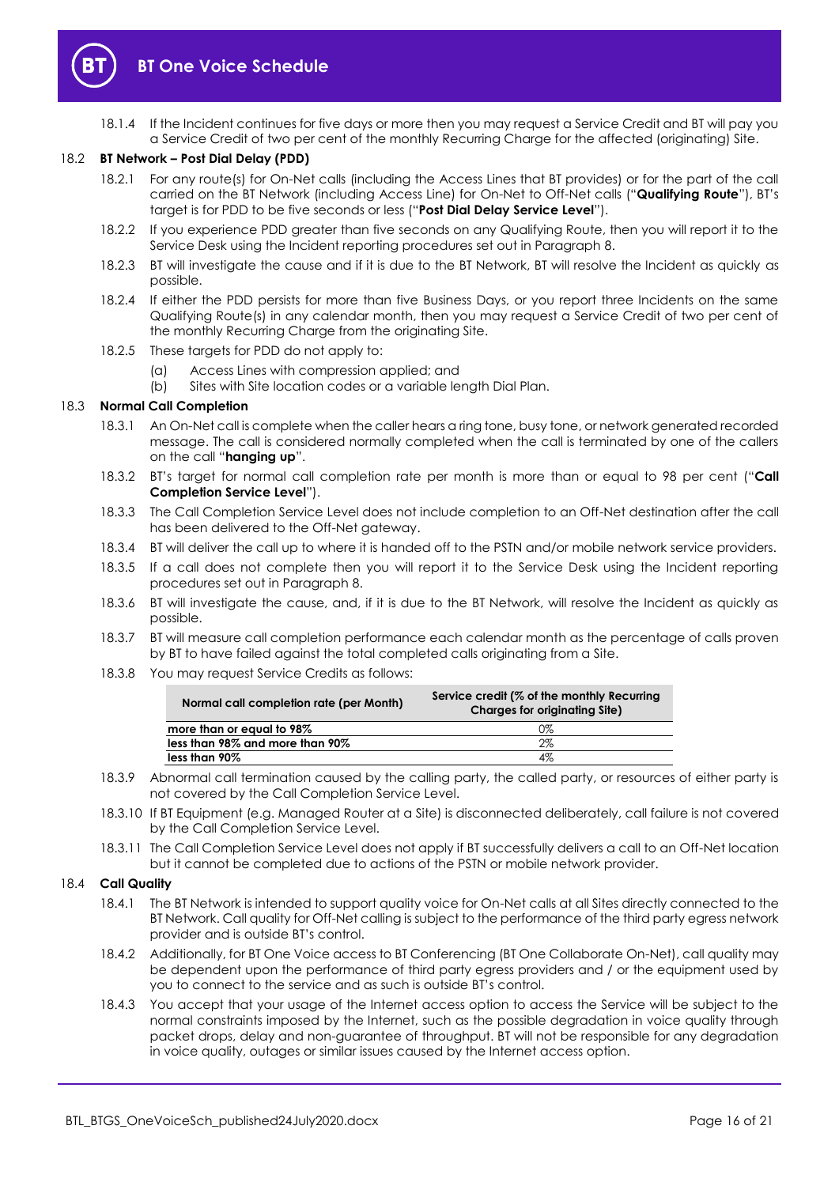18.1.4 If the Incident continues for five days or more then you may request a Service Credit and BT will pay you a Service Credit of two per cent of the monthly Recurring Charge for the affected (originating) Site.

### 18.2 BT Network – Post Dial Delay (PDD)

18.2.1 For any route(s) for On-Net calls (including the Access Lines that BT provides) or for the part of the call carried on the BT Network (including Access Line) for On-Net to Off-Net calls ("**Qualifying Route**"), BT's target is for PDD to be five seconds or less ("**Post Dial Delay Service Level**").

18.2.2 If you experience PDD greater than five seconds on any Qualifying Route, then you will report it to the Service Desk using the Incident reporting procedures set out in Paragraph 8.

18.2.3 BT will investigate the cause and if it is due to the BT Network, BT will resolve the Incident as quickly as possible.

18.2.4 If either the PDD persists for more than five Business Days, or you report three Incidents on the same Qualifying Route(s) in any calendar month, then you may request a Service Credit of two per cent of the monthly Recurring Charge from the originating Site.

18.2.5 These targets for PDD do not apply to:

(a) Access Lines with compression applied; and

(b) Sites with Site location codes or a variable length Dial Plan.

### 18.3 Normal Call Completion

18.3.1 An On-Net call is complete when the caller hears a ring tone, busy tone, or network generated recorded message. The call is considered normally completed when the call is terminated by one of the callers on the call "**hanging up**".

18.3.2 BT's target for normal call completion rate per month is more than or equal to 98 per cent ("**Call Completion Service Level**").

18.3.3 The Call Completion Service Level does not include completion to an Off-Net destination after the call has been delivered to the Off-Net gateway.

18.3.4 BT will deliver the call up to where it is handed off to the PSTN and/or mobile network service providers.

18.3.5 If a call does not complete then you will report it to the Service Desk using the Incident reporting procedures set out in Paragraph 8.

18.3.6 BT will investigate the cause, and, if it is due to the BT Network, will resolve the Incident as quickly as possible.

18.3.7 BT will measure call completion performance each calendar month as the percentage of calls proven by BT to have failed against the total completed calls originating from a Site.

18.3.8 You may request Service Credits as follows:

| Normal call completion rate (per Month) | Service credit (% of the monthly Recurring Charges for originating Site) |
|---|---|
| more than or equal to 98% | 0% |
| less than 98% and more than 90% | 2% |
| less than 90% | 4% |

18.3.9 Abnormal call termination caused by the calling party, the called party, or resources of either party is not covered by the Call Completion Service Level.

18.3.10 If BT Equipment (e.g. Managed Router at a Site) is disconnected deliberately, call failure is not covered by the Call Completion Service Level.

18.3.11 The Call Completion Service Level does not apply if BT successfully delivers a call to an Off-Net location but it cannot be completed due to actions of the PSTN or mobile network provider.

### 18.4 Call Quality

18.4.1 The BT Network is intended to support quality voice for On-Net calls at all Sites directly connected to the BT Network. Call quality for Off-Net calling is subject to the performance of the third party egress network provider and is outside BT's control.

18.4.2 Additionally, for BT One Voice access to BT Conferencing (BT One Collaborate On-Net), call quality may be dependent upon the performance of third party egress providers and / or the equipment used by you to connect to the service and as such is outside BT's control.

18.4.3 You accept that your usage of the Internet access option to access the Service will be subject to the normal constraints imposed by the Internet, such as the possible degradation in voice quality through packet drops, delay and non-guarantee of throughput. BT will not be responsible for any degradation in voice quality, outages or similar issues caused by the Internet access option.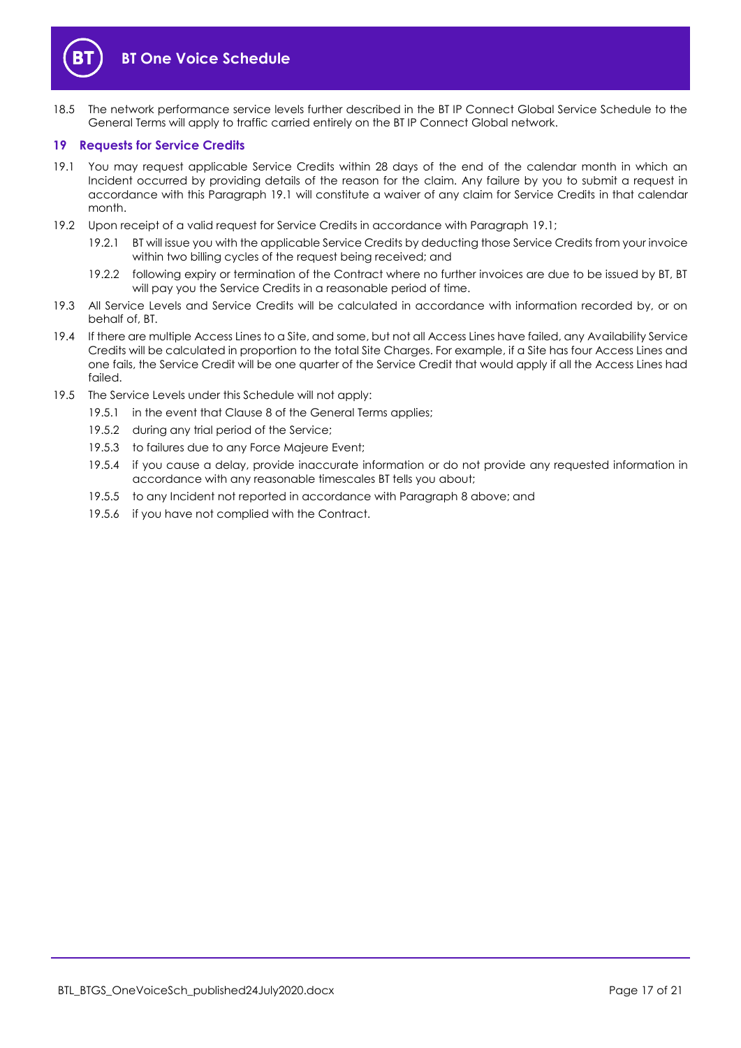18.5 The network performance service levels further described in the BT IP Connect Global Service Schedule to the General Terms will apply to traffic carried entirely on the BT IP Connect Global network.

## 19 Requests for Service Credits

19.1 You may request applicable Service Credits within 28 days of the end of the calendar month in which an Incident occurred by providing details of the reason for the claim. Any failure by you to submit a request in accordance with this Paragraph 19.1 will constitute a waiver of any claim for Service Credits in that calendar month.

19.2 Upon receipt of a valid request for Service Credits in accordance with Paragraph 19.1;

19.2.1 BT will issue you with the applicable Service Credits by deducting those Service Credits from your invoice within two billing cycles of the request being received; and

19.2.2 following expiry or termination of the Contract where no further invoices are due to be issued by BT, BT will pay you the Service Credits in a reasonable period of time.

19.3 All Service Levels and Service Credits will be calculated in accordance with information recorded by, or on behalf of, BT.

19.4 If there are multiple Access Lines to a Site, and some, but not all Access Lines have failed, any Availability Service Credits will be calculated in proportion to the total Site Charges. For example, if a Site has four Access Lines and one fails, the Service Credit will be one quarter of the Service Credit that would apply if all the Access Lines had failed.

19.5 The Service Levels under this Schedule will not apply:

19.5.1 in the event that Clause 8 of the General Terms applies;

19.5.2 during any trial period of the Service;

19.5.3 to failures due to any Force Majeure Event;

19.5.4 if you cause a delay, provide inaccurate information or do not provide any requested information in accordance with any reasonable timescales BT tells you about;

19.5.5 to any Incident not reported in accordance with Paragraph 8 above; and

19.5.6 if you have not complied with the Contract.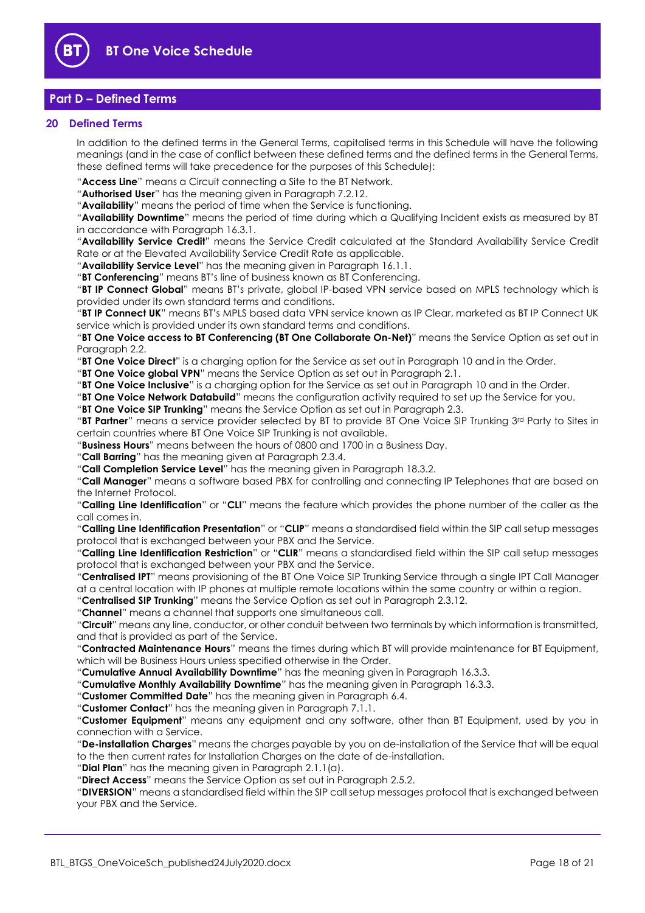## Part D – Defined Terms

### 20 Defined Terms

In addition to the defined terms in the General Terms, capitalised terms in this Schedule will have the following meanings (and in the case of conflict between these defined terms and the defined terms in the General Terms, these defined terms will take precedence for the purposes of this Schedule):

"**Access Line**" means a Circuit connecting a Site to the BT Network.

"**Authorised User**" has the meaning given in Paragraph 7.2.12.

"**Availability**" means the period of time when the Service is functioning.

"**Availability Downtime**" means the period of time during which a Qualifying Incident exists as measured by BT in accordance with Paragraph 16.3.1.

"**Availability Service Credit**" means the Service Credit calculated at the Standard Availability Service Credit Rate or at the Elevated Availability Service Credit Rate as applicable.

"**Availability Service Level**" has the meaning given in Paragraph 16.1.1.

"**BT Conferencing**" means BT's line of business known as BT Conferencing.

"**BT IP Connect Global**" means BT's private, global IP-based VPN service based on MPLS technology which is provided under its own standard terms and conditions.

"**BT IP Connect UK**" means BT's MPLS based data VPN service known as IP Clear, marketed as BT IP Connect UK service which is provided under its own standard terms and conditions.

"**BT One Voice access to BT Conferencing (BT One Collaborate On-Net)**" means the Service Option as set out in Paragraph 2.2.

"**BT One Voice Direct**" is a charging option for the Service as set out in Paragraph 10 and in the Order.

"**BT One Voice global VPN**" means the Service Option as set out in Paragraph 2.1.

"**BT One Voice Inclusive**" is a charging option for the Service as set out in Paragraph 10 and in the Order.

"**BT One Voice Network Databuild**" means the configuration activity required to set up the Service for you.

"**BT One Voice SIP Trunking**" means the Service Option as set out in Paragraph 2.3.

"**BT Partner**" means a service provider selected by BT to provide BT One Voice SIP Trunking 3rd Party to Sites in certain countries where BT One Voice SIP Trunking is not available.

"**Business Hours**" means between the hours of 0800 and 1700 in a Business Day.

"**Call Barring**" has the meaning given at Paragraph 2.3.4.

"**Call Completion Service Level**" has the meaning given in Paragraph 18.3.2.

"**Call Manager**" means a software based PBX for controlling and connecting IP Telephones that are based on the Internet Protocol.

"**Calling Line Identification**" or "**CLI**" means the feature which provides the phone number of the caller as the call comes in.

"**Calling Line Identification Presentation**" or "**CLIP**" means a standardised field within the SIP call setup messages protocol that is exchanged between your PBX and the Service.

"**Calling Line Identification Restriction**" or "**CLIR**" means a standardised field within the SIP call setup messages protocol that is exchanged between your PBX and the Service.

"**Centralised IPT**" means provisioning of the BT One Voice SIP Trunking Service through a single IPT Call Manager at a central location with IP phones at multiple remote locations within the same country or within a region.

"**Centralised SIP Trunking**" means the Service Option as set out in Paragraph 2.3.12.

"**Channel**" means a channel that supports one simultaneous call.

"**Circuit**" means any line, conductor, or other conduit between two terminals by which information is transmitted, and that is provided as part of the Service.

"**Contracted Maintenance Hours**" means the times during which BT will provide maintenance for BT Equipment, which will be Business Hours unless specified otherwise in the Order.

"**Cumulative Annual Availability Downtime**" has the meaning given in Paragraph 16.3.3.

"**Cumulative Monthly Availability Downtime**" has the meaning given in Paragraph 16.3.3.

"**Customer Committed Date**" has the meaning given in Paragraph 6.4.

"**Customer Contact**" has the meaning given in Paragraph 7.1.1.

"**Customer Equipment**" means any equipment and any software, other than BT Equipment, used by you in connection with a Service.

"**De-installation Charges**" means the charges payable by you on de-installation of the Service that will be equal to the then current rates for Installation Charges on the date of de-installation.

"**Dial Plan**" has the meaning given in Paragraph 2.1.1(a).

"**Direct Access**" means the Service Option as set out in Paragraph 2.5.2.

"**DIVERSION**" means a standardised field within the SIP call setup messages protocol that is exchanged between your PBX and the Service.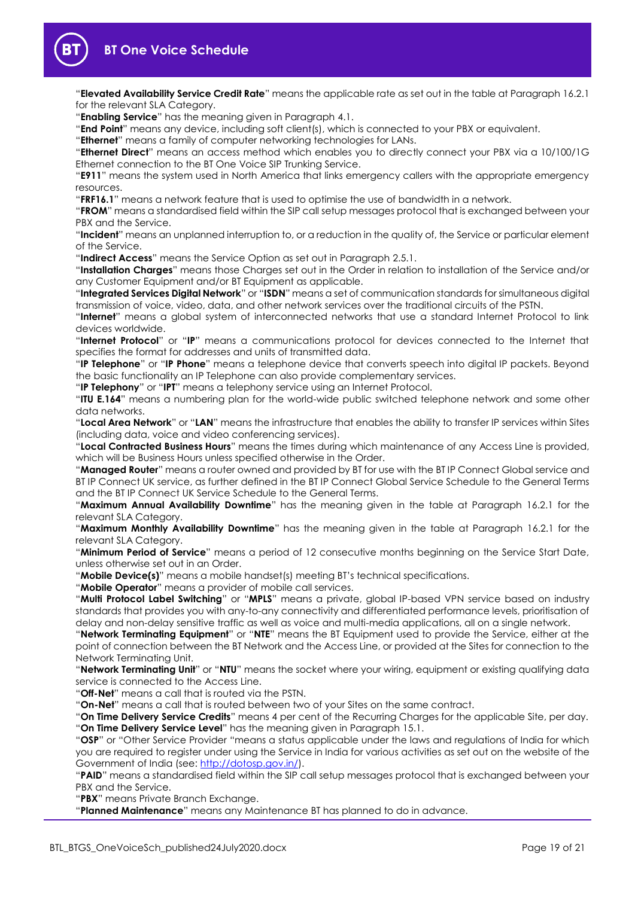"**Elevated Availability Service Credit Rate**" means the applicable rate as set out in the table at Paragraph 16.2.1 for the relevant SLA Category.

"**Enabling Service**" has the meaning given in Paragraph 4.1.

"**End Point**" means any device, including soft client(s), which is connected to your PBX or equivalent.

"**Ethernet**" means a family of computer networking technologies for LANs.

"**Ethernet Direct**" means an access method which enables you to directly connect your PBX via a 10/100/1G Ethernet connection to the BT One Voice SIP Trunking Service.

"**E911**" means the system used in North America that links emergency callers with the appropriate emergency resources.

"**FRF16.1**" means a network feature that is used to optimise the use of bandwidth in a network.

"**FROM**" means a standardised field within the SIP call setup messages protocol that is exchanged between your PBX and the Service.

"**Incident**" means an unplanned interruption to, or a reduction in the quality of, the Service or particular element of the Service.

"**Indirect Access**" means the Service Option as set out in Paragraph 2.5.1.

"**Installation Charges**" means those Charges set out in the Order in relation to installation of the Service and/or any Customer Equipment and/or BT Equipment as applicable.

"**Integrated Services Digital Network**" or "**ISDN**" means a set of communication standards for simultaneous digital transmission of voice, video, data, and other network services over the traditional circuits of the PSTN.

"**Internet**" means a global system of interconnected networks that use a standard Internet Protocol to link devices worldwide.

"**Internet Protocol**" or "**IP**" means a communications protocol for devices connected to the Internet that specifies the format for addresses and units of transmitted data.

"**IP Telephone**" or "**IP Phone**" means a telephone device that converts speech into digital IP packets. Beyond the basic functionality an IP Telephone can also provide complementary services.

"**IP Telephony**" or "**IPT**" means a telephony service using an Internet Protocol.

"**ITU E.164**" means a numbering plan for the world-wide public switched telephone network and some other data networks.

"**Local Area Network**" or "**LAN**" means the infrastructure that enables the ability to transfer IP services within Sites (including data, voice and video conferencing services).

"**Local Contracted Business Hours**" means the times during which maintenance of any Access Line is provided, which will be Business Hours unless specified otherwise in the Order.

"**Managed Router**" means a router owned and provided by BT for use with the BT IP Connect Global service and BT IP Connect UK service, as further defined in the BT IP Connect Global Service Schedule to the General Terms and the BT IP Connect UK Service Schedule to the General Terms.

"**Maximum Annual Availability Downtime**" has the meaning given in the table at Paragraph 16.2.1 for the relevant SLA Category.

"**Maximum Monthly Availability Downtime**" has the meaning given in the table at Paragraph 16.2.1 for the relevant SLA Category.

"**Minimum Period of Service**" means a period of 12 consecutive months beginning on the Service Start Date, unless otherwise set out in an Order.

"**Mobile Device(s)**" means a mobile handset(s) meeting BT's technical specifications.

"**Mobile Operator**" means a provider of mobile call services.

"**Multi Protocol Label Switching**" or "**MPLS**" means a private, global IP-based VPN service based on industry standards that provides you with any-to-any connectivity and differentiated performance levels, prioritisation of delay and non-delay sensitive traffic as well as voice and multi-media applications, all on a single network.

"**Network Terminating Equipment**" or "**NTE**" means the BT Equipment used to provide the Service, either at the point of connection between the BT Network and the Access Line, or provided at the Sites for connection to the Network Terminating Unit.

"**Network Terminating Unit**" or "**NTU**" means the socket where your wiring, equipment or existing qualifying data service is connected to the Access Line.

"**Off-Net**" means a call that is routed via the PSTN.

"**On-Net**" means a call that is routed between two of your Sites on the same contract.

"**On Time Delivery Service Credits**" means 4 per cent of the Recurring Charges for the applicable Site, per day.

"**On Time Delivery Service Level**" has the meaning given in Paragraph 15.1.

"**OSP**" or "Other Service Provider "means a status applicable under the laws and regulations of India for which you are required to register under using the Service in India for various activities as set out on the website of the Government of India (see: http://dotosp.gov.in/).

"**PAID**" means a standardised field within the SIP call setup messages protocol that is exchanged between your PBX and the Service.

"**PBX**" means Private Branch Exchange.

"**Planned Maintenance**" means any Maintenance BT has planned to do in advance.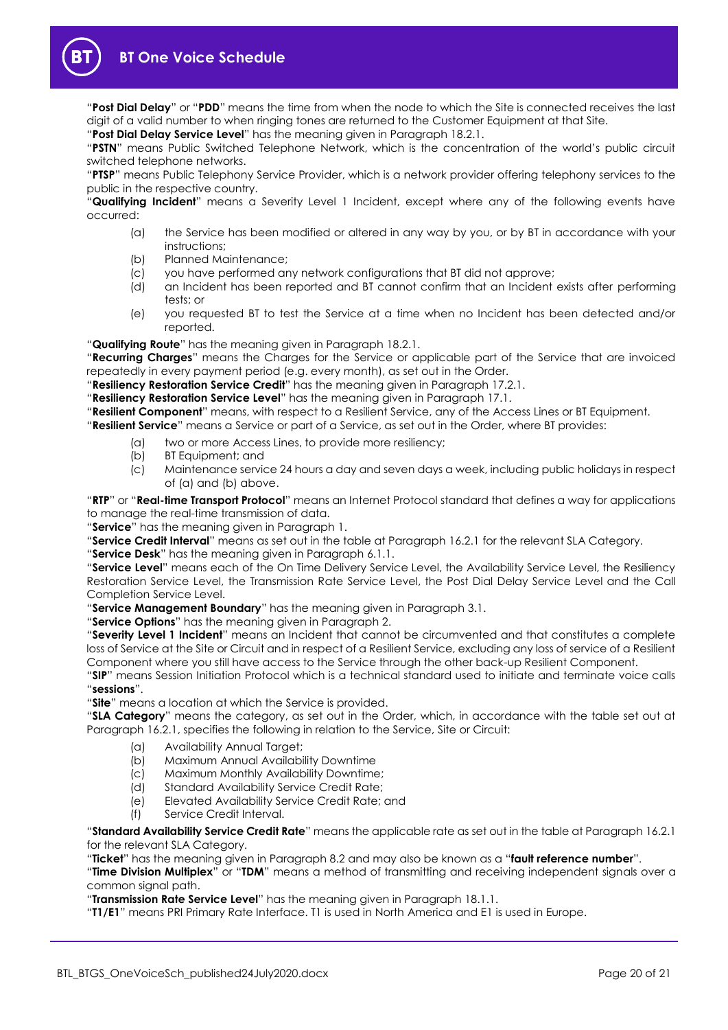"**Post Dial Delay**" or "**PDD**" means the time from when the node to which the Site is connected receives the last digit of a valid number to when ringing tones are returned to the Customer Equipment at that Site.

"**Post Dial Delay Service Level**" has the meaning given in Paragraph 18.2.1.

"**PSTN**" means Public Switched Telephone Network, which is the concentration of the world's public circuit switched telephone networks.

"**PTSP**" means Public Telephony Service Provider, which is a network provider offering telephony services to the public in the respective country.

"**Qualifying Incident**" means a Severity Level 1 Incident, except where any of the following events have occurred:

(a) the Service has been modified or altered in any way by you, or by BT in accordance with your instructions;
(b) Planned Maintenance;
(c) you have performed any network configurations that BT did not approve;
(d) an Incident has been reported and BT cannot confirm that an Incident exists after performing tests; or
(e) you requested BT to test the Service at a time when no Incident has been detected and/or reported.

"**Qualifying Route**" has the meaning given in Paragraph 18.2.1.

"**Recurring Charges**" means the Charges for the Service or applicable part of the Service that are invoiced repeatedly in every payment period (e.g. every month), as set out in the Order.

"**Resiliency Restoration Service Credit**" has the meaning given in Paragraph 17.2.1.

"**Resiliency Restoration Service Level**" has the meaning given in Paragraph 17.1.

"**Resilient Component**" means, with respect to a Resilient Service, any of the Access Lines or BT Equipment.

"**Resilient Service**" means a Service or part of a Service, as set out in the Order, where BT provides:

(a) two or more Access Lines, to provide more resiliency;
(b) BT Equipment; and
(c) Maintenance service 24 hours a day and seven days a week, including public holidays in respect of (a) and (b) above.

"**RTP**" or "**Real-time Transport Protocol**" means an Internet Protocol standard that defines a way for applications to manage the real-time transmission of data.

"**Service**" has the meaning given in Paragraph 1.

"**Service Credit Interval**" means as set out in the table at Paragraph 16.2.1 for the relevant SLA Category.

"**Service Desk**" has the meaning given in Paragraph 6.1.1.

"**Service Level**" means each of the On Time Delivery Service Level, the Availability Service Level, the Resiliency Restoration Service Level, the Transmission Rate Service Level, the Post Dial Delay Service Level and the Call Completion Service Level.

"**Service Management Boundary**" has the meaning given in Paragraph 3.1.

"**Service Options**" has the meaning given in Paragraph 2.

"**Severity Level 1 Incident**" means an Incident that cannot be circumvented and that constitutes a complete loss of Service at the Site or Circuit and in respect of a Resilient Service, excluding any loss of service of a Resilient Component where you still have access to the Service through the other back-up Resilient Component.

"**SIP**" means Session Initiation Protocol which is a technical standard used to initiate and terminate voice calls "**sessions**".

"**Site**" means a location at which the Service is provided.

"**SLA Category**" means the category, as set out in the Order, which, in accordance with the table set out at Paragraph 16.2.1, specifies the following in relation to the Service, Site or Circuit:

(a) Availability Annual Target;
(b) Maximum Annual Availability Downtime
(c) Maximum Monthly Availability Downtime;
(d) Standard Availability Service Credit Rate;
(e) Elevated Availability Service Credit Rate; and
(f) Service Credit Interval.

"**Standard Availability Service Credit Rate**" means the applicable rate as set out in the table at Paragraph 16.2.1 for the relevant SLA Category.

"**Ticket**" has the meaning given in Paragraph 8.2 and may also be known as a "**fault reference number**".

"**Time Division Multiplex**" or "**TDM**" means a method of transmitting and receiving independent signals over a common signal path.

"**Transmission Rate Service Level**" has the meaning given in Paragraph 18.1.1.

"**T1/E1**" means PRI Primary Rate Interface. T1 is used in North America and E1 is used in Europe.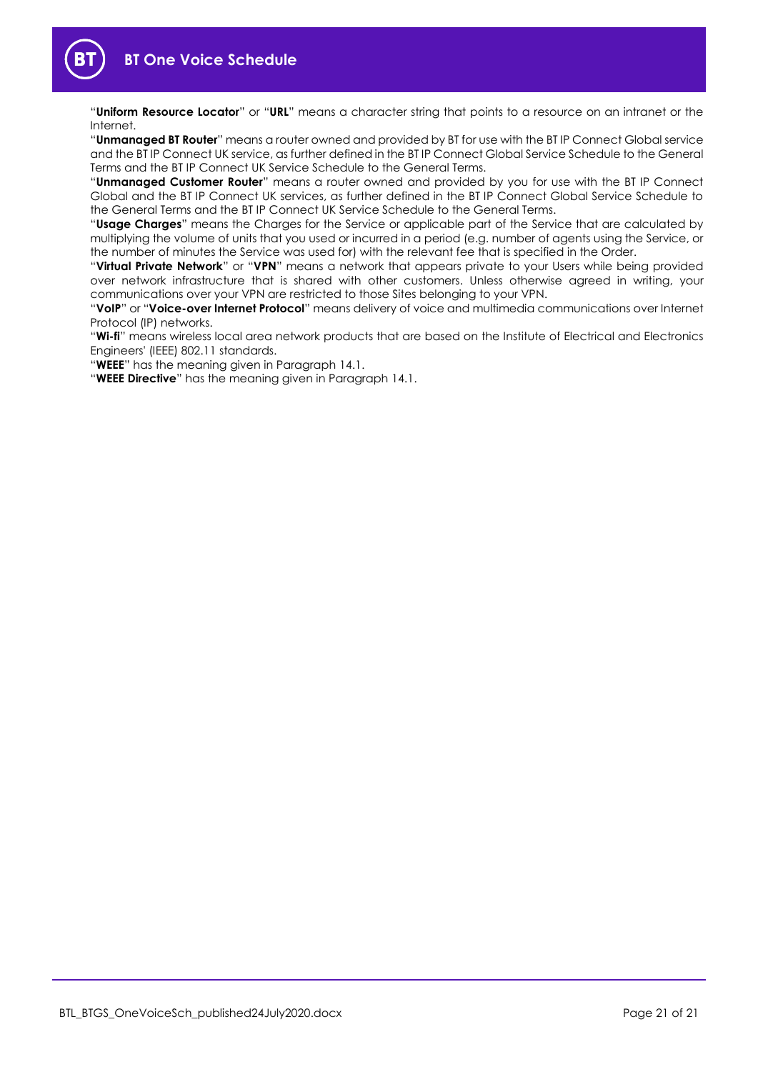"**Uniform Resource Locator**" or "**URL**" means a character string that points to a resource on an intranet or the Internet.

"**Unmanaged BT Router**" means a router owned and provided by BT for use with the BT IP Connect Global service and the BT IP Connect UK service, as further defined in the BT IP Connect Global Service Schedule to the General Terms and the BT IP Connect UK Service Schedule to the General Terms.

"**Unmanaged Customer Router**" means a router owned and provided by you for use with the BT IP Connect Global and the BT IP Connect UK services, as further defined in the BT IP Connect Global Service Schedule to the General Terms and the BT IP Connect UK Service Schedule to the General Terms.

"**Usage Charges**" means the Charges for the Service or applicable part of the Service that are calculated by multiplying the volume of units that you used or incurred in a period (e.g. number of agents using the Service, or the number of minutes the Service was used for) with the relevant fee that is specified in the Order.

"**Virtual Private Network**" or "**VPN**" means a network that appears private to your Users while being provided over network infrastructure that is shared with other customers. Unless otherwise agreed in writing, your communications over your VPN are restricted to those Sites belonging to your VPN.

"**VoIP**" or "**Voice-over Internet Protocol**" means delivery of voice and multimedia communications over Internet Protocol (IP) networks.

"**Wi-fi**" means wireless local area network products that are based on the Institute of Electrical and Electronics Engineers' (IEEE) 802.11 standards.

"**WEEE**" has the meaning given in Paragraph 14.1.

"**WEEE Directive**" has the meaning given in Paragraph 14.1.